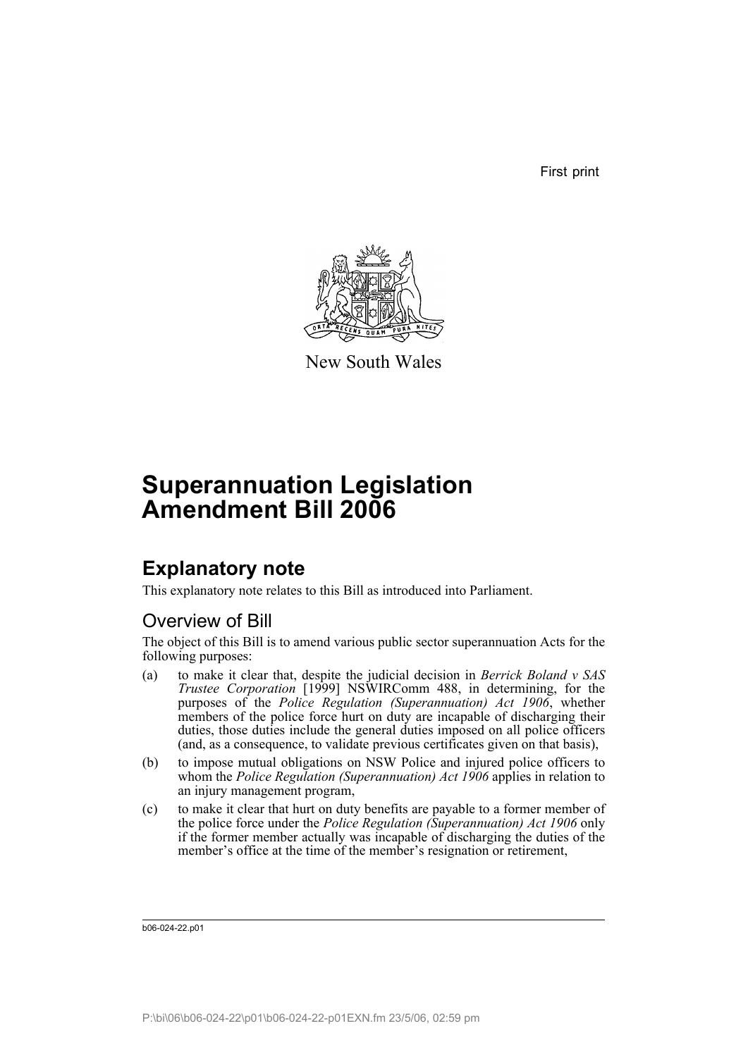First print

New South Wales

# Superannuation Legislation Amendment Bill 2006

## Explanatory note

This explanatory note relates to this Bill as introduced into Parliament.

### Overview of Bill

The object of this Bill is to amend various public sector superannuation Acts for the following purposes:

(a) to make it clear that, despite the judicial decision in *Berrick Boland v SAS Trustee Corporation* [1999] NSWIRComm 488, in determining, for the purposes of the *Police Regulation (Superannuation) Act 1906*, whether members of the police force hurt on duty are incapable of discharging their duties, those duties include the general duties imposed on all police officers (and, as a consequence, to validate previous certificates given on that basis),

(b) to impose mutual obligations on NSW Police and injured police officers to whom the *Police Regulation (Superannuation) Act 1906* applies in relation to an injury management program,

(c) to make it clear that hurt on duty benefits are payable to a former member of the police force under the *Police Regulation (Superannuation) Act 1906* only if the former member actually was incapable of discharging the duties of the member's office at the time of the member's resignation or retirement,

b06-024-22.p01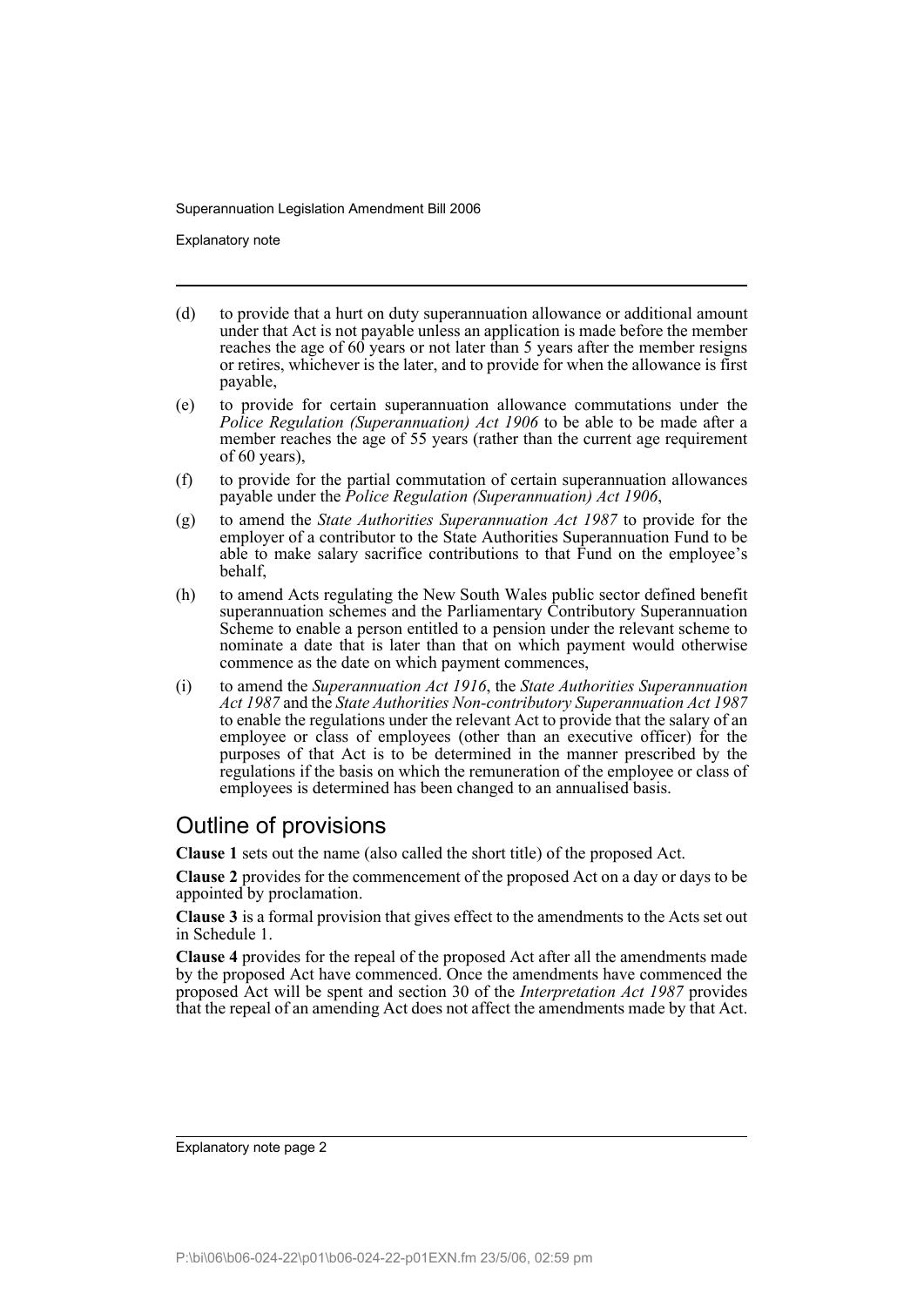(d) to provide that a hurt on duty superannuation allowance or additional amount under that Act is not payable unless an application is made before the member reaches the age of 60 years or not later than 5 years after the member resigns or retires, whichever is the later, and to provide for when the allowance is first payable,

(e) to provide for certain superannuation allowance commutations under the *Police Regulation (Superannuation) Act 1906* to be able to be made after a member reaches the age of 55 years (rather than the current age requirement of 60 years),

(f) to provide for the partial commutation of certain superannuation allowances payable under the *Police Regulation (Superannuation) Act 1906*,

(g) to amend the *State Authorities Superannuation Act 1987* to provide for the employer of a contributor to the State Authorities Superannuation Fund to be able to make salary sacrifice contributions to that Fund on the employee's behalf,

(h) to amend Acts regulating the New South Wales public sector defined benefit superannuation schemes and the Parliamentary Contributory Superannuation Scheme to enable a person entitled to a pension under the relevant scheme to nominate a date that is later than that on which payment would otherwise commence as the date on which payment commences,

(i) to amend the *Superannuation Act 1916*, the *State Authorities Superannuation Act 1987* and the *State Authorities Non-contributory Superannuation Act 1987* to enable the regulations under the relevant Act to provide that the salary of an employee or class of employees (other than an executive officer) for the purposes of that Act is to be determined in the manner prescribed by the regulations if the basis on which the remuneration of the employee or class of employees is determined has been changed to an annualised basis.

## Outline of provisions

**Clause 1** sets out the name (also called the short title) of the proposed Act.

**Clause 2** provides for the commencement of the proposed Act on a day or days to be appointed by proclamation.

**Clause 3** is a formal provision that gives effect to the amendments to the Acts set out in Schedule 1.

**Clause 4** provides for the repeal of the proposed Act after all the amendments made by the proposed Act have commenced. Once the amendments have commenced the proposed Act will be spent and section 30 of the *Interpretation Act 1987* provides that the repeal of an amending Act does not affect the amendments made by that Act.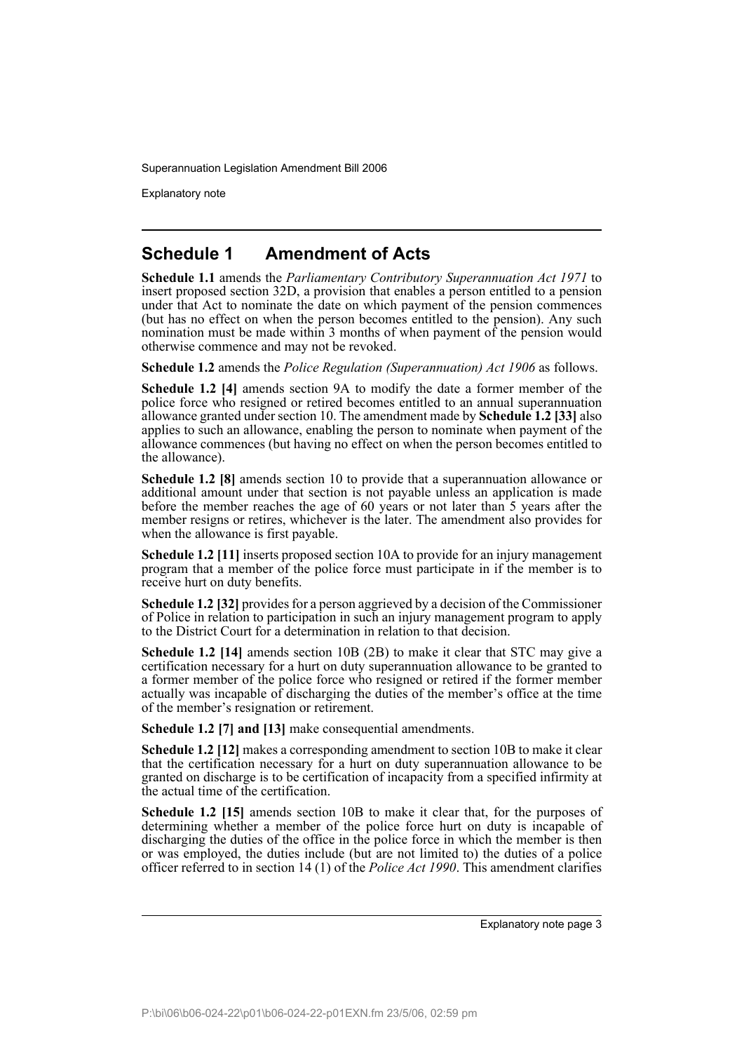## Schedule 1 Amendment of Acts

**Schedule 1.1** amends the *Parliamentary Contributory Superannuation Act 1971* to insert proposed section 32D, a provision that enables a person entitled to a pension under that Act to nominate the date on which payment of the pension commences (but has no effect on when the person becomes entitled to the pension). Any such nomination must be made within 3 months of when payment of the pension would otherwise commence and may not be revoked.

**Schedule 1.2** amends the *Police Regulation (Superannuation) Act 1906* as follows.

**Schedule 1.2 [4]** amends section 9A to modify the date a former member of the police force who resigned or retired becomes entitled to an annual superannuation allowance granted under section 10. The amendment made by **Schedule 1.2 [33]** also applies to such an allowance, enabling the person to nominate when payment of the allowance commences (but having no effect on when the person becomes entitled to the allowance).

**Schedule 1.2 [8]** amends section 10 to provide that a superannuation allowance or additional amount under that section is not payable unless an application is made before the member reaches the age of 60 years or not later than 5 years after the member resigns or retires, whichever is the later. The amendment also provides for when the allowance is first payable.

**Schedule 1.2 [11]** inserts proposed section 10A to provide for an injury management program that a member of the police force must participate in if the member is to receive hurt on duty benefits.

**Schedule 1.2 [32]** provides for a person aggrieved by a decision of the Commissioner of Police in relation to participation in such an injury management program to apply to the District Court for a determination in relation to that decision.

**Schedule 1.2 [14]** amends section 10B (2B) to make it clear that STC may give a certification necessary for a hurt on duty superannuation allowance to be granted to a former member of the police force who resigned or retired if the former member actually was incapable of discharging the duties of the member's office at the time of the member's resignation or retirement.

**Schedule 1.2 [7] and [13]** make consequential amendments.

**Schedule 1.2 [12]** makes a corresponding amendment to section 10B to make it clear that the certification necessary for a hurt on duty superannuation allowance to be granted on discharge is to be certification of incapacity from a specified infirmity at the actual time of the certification.

**Schedule 1.2 [15]** amends section 10B to make it clear that, for the purposes of determining whether a member of the police force hurt on duty is incapable of discharging the duties of the office in the police force in which the member is then or was employed, the duties include (but are not limited to) the duties of a police officer referred to in section 14 (1) of the *Police Act 1990*. This amendment clarifies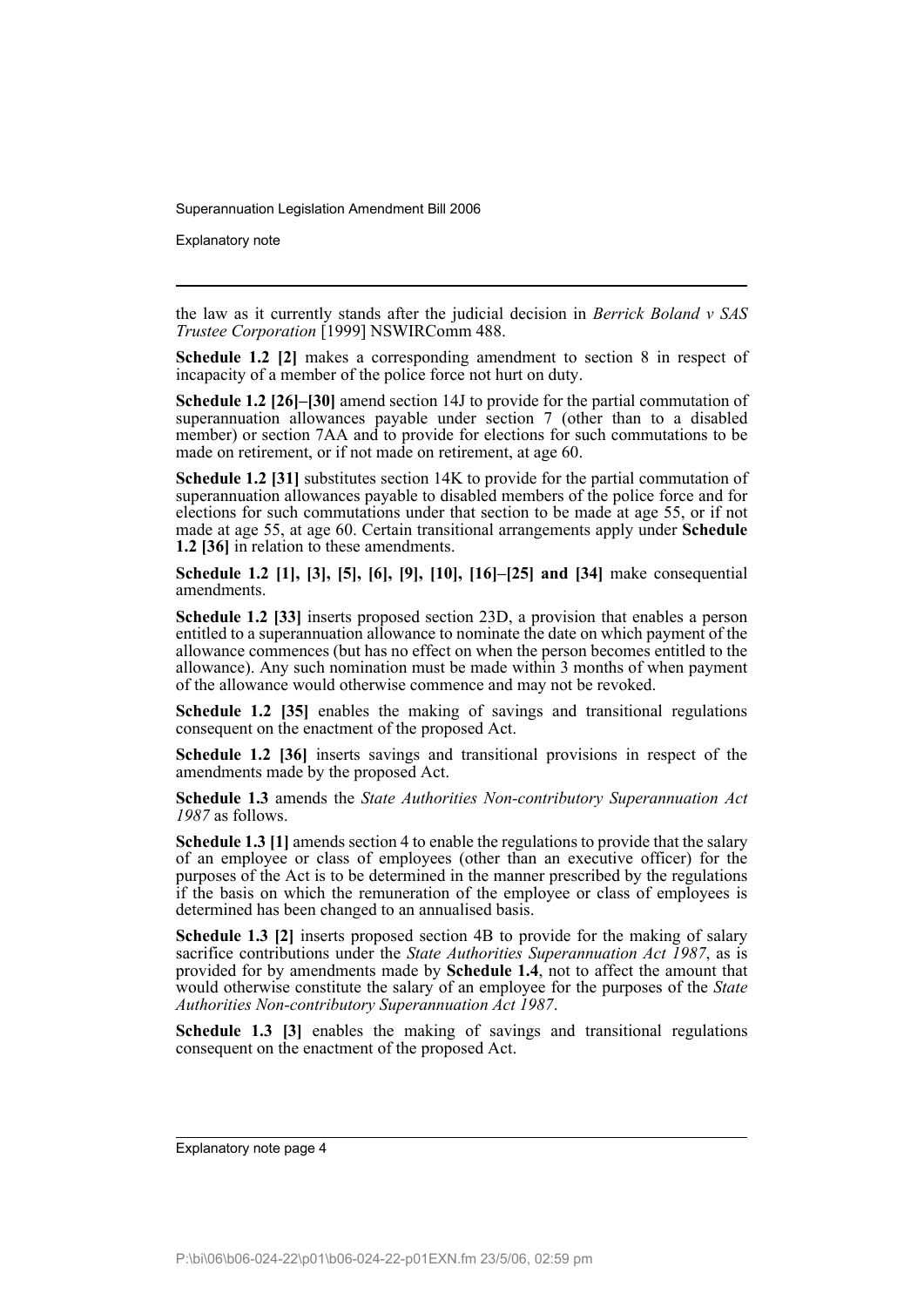the law as it currently stands after the judicial decision in *Berrick Boland v SAS Trustee Corporation* [1999] NSWIRComm 488.

**Schedule 1.2 [2]** makes a corresponding amendment to section 8 in respect of incapacity of a member of the police force not hurt on duty.

**Schedule 1.2 [26]–[30]** amend section 14J to provide for the partial commutation of superannuation allowances payable under section 7 (other than to a disabled member) or section 7AA and to provide for elections for such commutations to be made on retirement, or if not made on retirement, at age 60.

**Schedule 1.2 [31]** substitutes section 14K to provide for the partial commutation of superannuation allowances payable to disabled members of the police force and for elections for such commutations under that section to be made at age 55, or if not made at age 55, at age 60. Certain transitional arrangements apply under **Schedule 1.2 [36]** in relation to these amendments.

**Schedule 1.2 [1], [3], [5], [6], [9], [10], [16]–[25] and [34]** make consequential amendments.

**Schedule 1.2 [33]** inserts proposed section 23D, a provision that enables a person entitled to a superannuation allowance to nominate the date on which payment of the allowance commences (but has no effect on when the person becomes entitled to the allowance). Any such nomination must be made within 3 months of when payment of the allowance would otherwise commence and may not be revoked.

**Schedule 1.2 [35]** enables the making of savings and transitional regulations consequent on the enactment of the proposed Act.

**Schedule 1.2 [36]** inserts savings and transitional provisions in respect of the amendments made by the proposed Act.

**Schedule 1.3** amends the *State Authorities Non-contributory Superannuation Act 1987* as follows.

**Schedule 1.3 [1]** amends section 4 to enable the regulations to provide that the salary of an employee or class of employees (other than an executive officer) for the purposes of the Act is to be determined in the manner prescribed by the regulations if the basis on which the remuneration of the employee or class of employees is determined has been changed to an annualised basis.

**Schedule 1.3 [2]** inserts proposed section 4B to provide for the making of salary sacrifice contributions under the *State Authorities Superannuation Act 1987*, as is provided for by amendments made by **Schedule 1.4**, not to affect the amount that would otherwise constitute the salary of an employee for the purposes of the *State Authorities Non-contributory Superannuation Act 1987*.

**Schedule 1.3 [3]** enables the making of savings and transitional regulations consequent on the enactment of the proposed Act.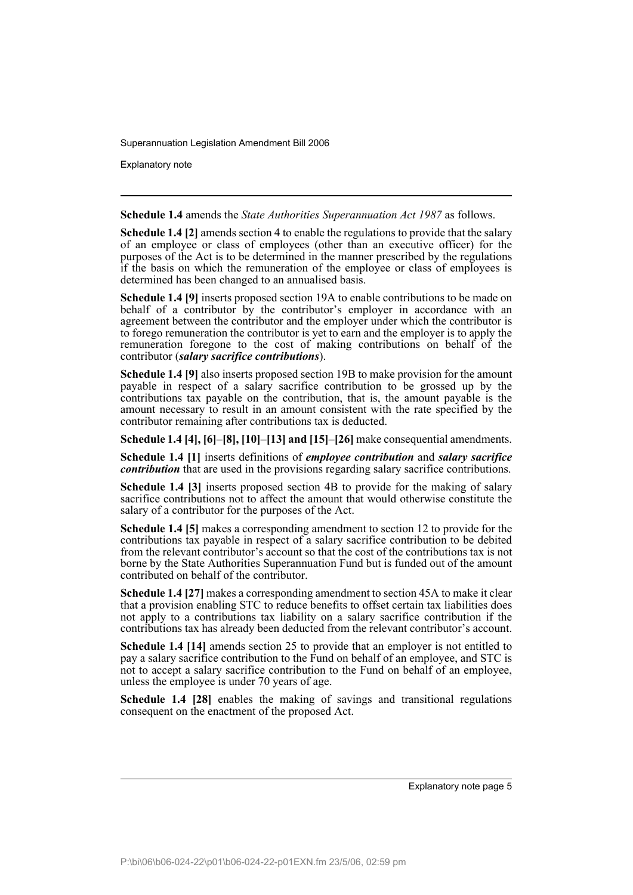**Schedule 1.4** amends the *State Authorities Superannuation Act 1987* as follows.

**Schedule 1.4 [2]** amends section 4 to enable the regulations to provide that the salary of an employee or class of employees (other than an executive officer) for the purposes of the Act is to be determined in the manner prescribed by the regulations if the basis on which the remuneration of the employee or class of employees is determined has been changed to an annualised basis.

**Schedule 1.4 [9]** inserts proposed section 19A to enable contributions to be made on behalf of a contributor by the contributor's employer in accordance with an agreement between the contributor and the employer under which the contributor is to forego remuneration the contributor is yet to earn and the employer is to apply the remuneration foregone to the cost of making contributions on behalf of the contributor (***salary sacrifice contributions***).

**Schedule 1.4 [9]** also inserts proposed section 19B to make provision for the amount payable in respect of a salary sacrifice contribution to be grossed up by the contributions tax payable on the contribution, that is, the amount payable is the amount necessary to result in an amount consistent with the rate specified by the contributor remaining after contributions tax is deducted.

**Schedule 1.4 [4], [6]–[8], [10]–[13] and [15]–[26]** make consequential amendments.

**Schedule 1.4 [1]** inserts definitions of ***employee contribution*** and ***salary sacrifice contribution*** that are used in the provisions regarding salary sacrifice contributions.

**Schedule 1.4 [3]** inserts proposed section 4B to provide for the making of salary sacrifice contributions not to affect the amount that would otherwise constitute the salary of a contributor for the purposes of the Act.

**Schedule 1.4 [5]** makes a corresponding amendment to section 12 to provide for the contributions tax payable in respect of a salary sacrifice contribution to be debited from the relevant contributor's account so that the cost of the contributions tax is not borne by the State Authorities Superannuation Fund but is funded out of the amount contributed on behalf of the contributor.

**Schedule 1.4 [27]** makes a corresponding amendment to section 45A to make it clear that a provision enabling STC to reduce benefits to offset certain tax liabilities does not apply to a contributions tax liability on a salary sacrifice contribution if the contributions tax has already been deducted from the relevant contributor's account.

**Schedule 1.4 [14]** amends section 25 to provide that an employer is not entitled to pay a salary sacrifice contribution to the Fund on behalf of an employee, and STC is not to accept a salary sacrifice contribution to the Fund on behalf of an employee, unless the employee is under 70 years of age.

**Schedule 1.4 [28]** enables the making of savings and transitional regulations consequent on the enactment of the proposed Act.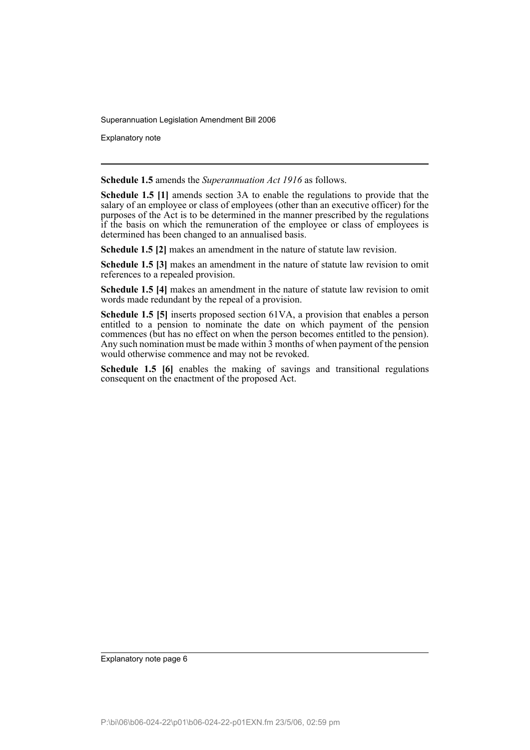**Schedule 1.5** amends the *Superannuation Act 1916* as follows.

**Schedule 1.5 [1]** amends section 3A to enable the regulations to provide that the salary of an employee or class of employees (other than an executive officer) for the purposes of the Act is to be determined in the manner prescribed by the regulations if the basis on which the remuneration of the employee or class of employees is determined has been changed to an annualised basis.

**Schedule 1.5 [2]** makes an amendment in the nature of statute law revision.

**Schedule 1.5 [3]** makes an amendment in the nature of statute law revision to omit references to a repealed provision.

**Schedule 1.5 [4]** makes an amendment in the nature of statute law revision to omit words made redundant by the repeal of a provision.

**Schedule 1.5 [5]** inserts proposed section 61VA, a provision that enables a person entitled to a pension to nominate the date on which payment of the pension commences (but has no effect on when the person becomes entitled to the pension). Any such nomination must be made within 3 months of when payment of the pension would otherwise commence and may not be revoked.

**Schedule 1.5 [6]** enables the making of savings and transitional regulations consequent on the enactment of the proposed Act.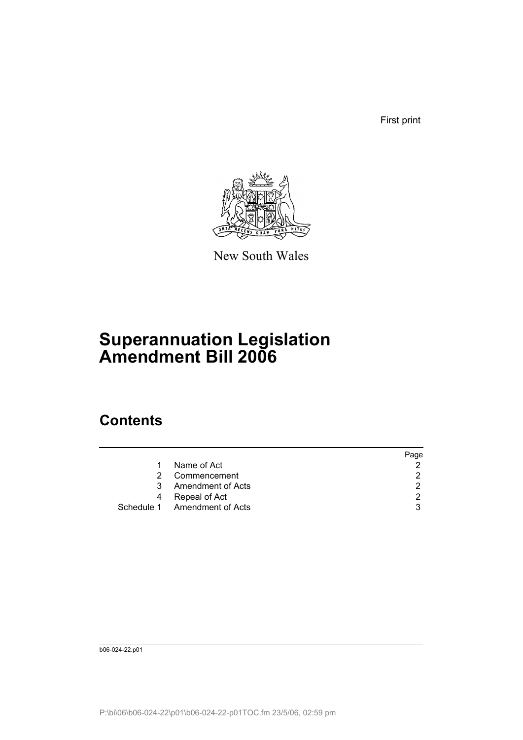First print

New South Wales

# Superannuation Legislation Amendment Bill 2006

## Contents

| | | Page |
|---|---|---|
| 1 | Name of Act | 2 |
| 2 | Commencement | 2 |
| 3 | Amendment of Acts | 2 |
| 4 | Repeal of Act | 2 |
| Schedule 1 | Amendment of Acts | 3 |

b06-024-22.p01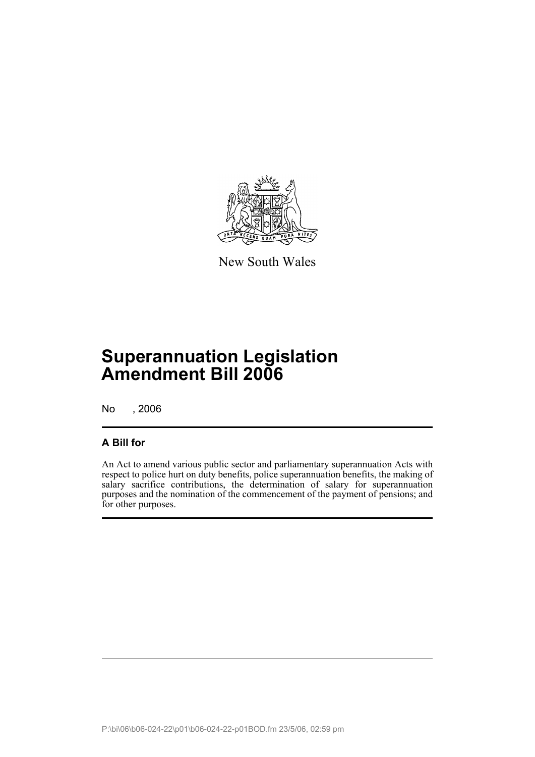New South Wales

# Superannuation Legislation Amendment Bill 2006

No , 2006

## A Bill for

An Act to amend various public sector and parliamentary superannuation Acts with respect to police hurt on duty benefits, police superannuation benefits, the making of salary sacrifice contributions, the determination of salary for superannuation purposes and the nomination of the commencement of the payment of pensions; and for other purposes.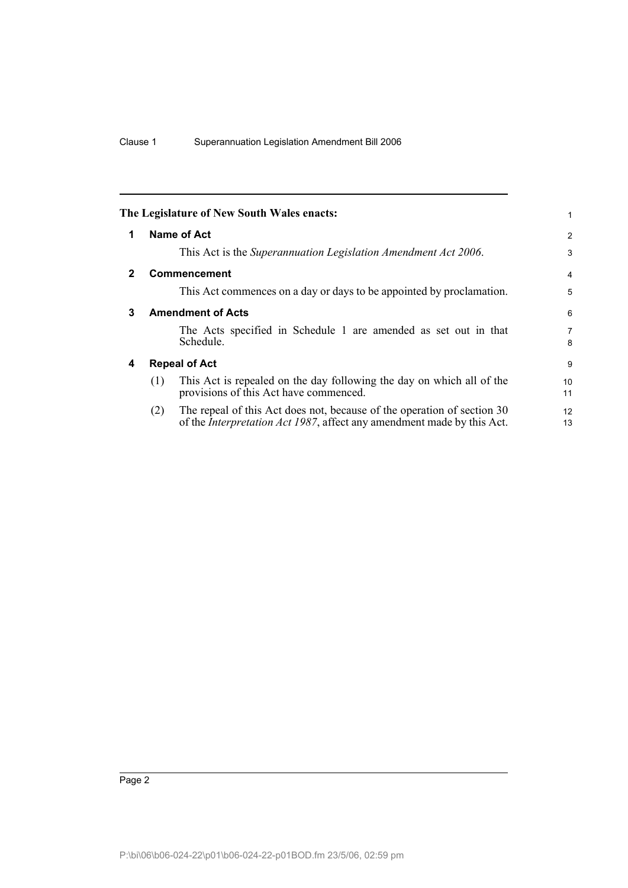**The Legislature of New South Wales enacts:**

## 1 Name of Act

This Act is the *Superannuation Legislation Amendment Act 2006*.

## 2 Commencement

This Act commences on a day or days to be appointed by proclamation.

## 3 Amendment of Acts

The Acts specified in Schedule 1 are amended as set out in that Schedule.

## 4 Repeal of Act

(1) This Act is repealed on the day following the day on which all of the provisions of this Act have commenced.

(2) The repeal of this Act does not, because of the operation of section 30 of the *Interpretation Act 1987*, affect any amendment made by this Act.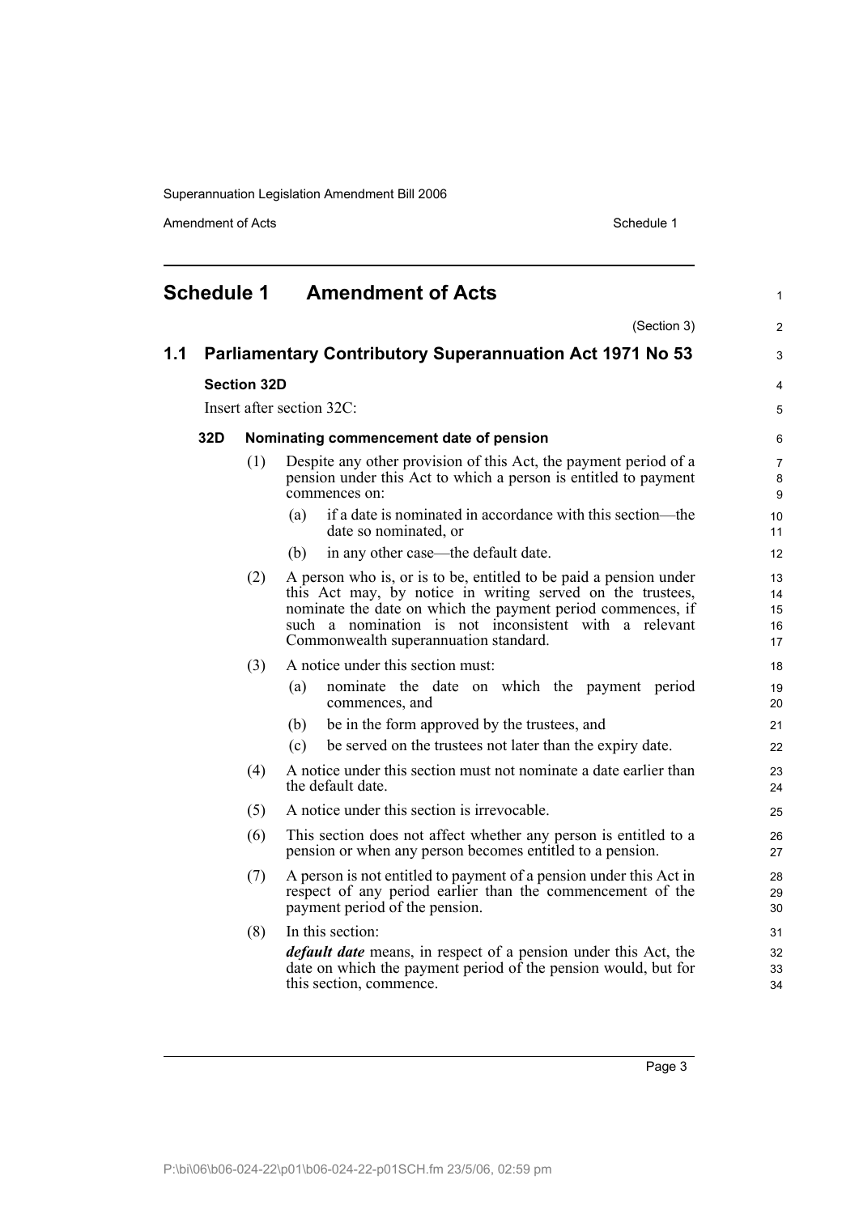# Schedule 1 Amendment of Acts

(Section 3)

## 1.1 Parliamentary Contributory Superannuation Act 1971 No 53

### Section 32D

Insert after section 32C:

#### 32D Nominating commencement date of pension

(1) Despite any other provision of this Act, the payment period of a pension under this Act to which a person is entitled to payment commences on:

- (a) if a date is nominated in accordance with this section—the date so nominated, or
- (b) in any other case—the default date.

(2) A person who is, or is to be, entitled to be paid a pension under this Act may, by notice in writing served on the trustees, nominate the date on which the payment period commences, if such a nomination is not inconsistent with a relevant Commonwealth superannuation standard.

(3) A notice under this section must:

- (a) nominate the date on which the payment period commences, and
- (b) be in the form approved by the trustees, and
- (c) be served on the trustees not later than the expiry date.

(4) A notice under this section must not nominate a date earlier than the default date.

(5) A notice under this section is irrevocable.

(6) This section does not affect whether any person is entitled to a pension or when any person becomes entitled to a pension.

(7) A person is not entitled to payment of a pension under this Act in respect of any period earlier than the commencement of the payment period of the pension.

(8) In this section:

***default date*** means, in respect of a pension under this Act, the date on which the payment period of the pension would, but for this section, commence.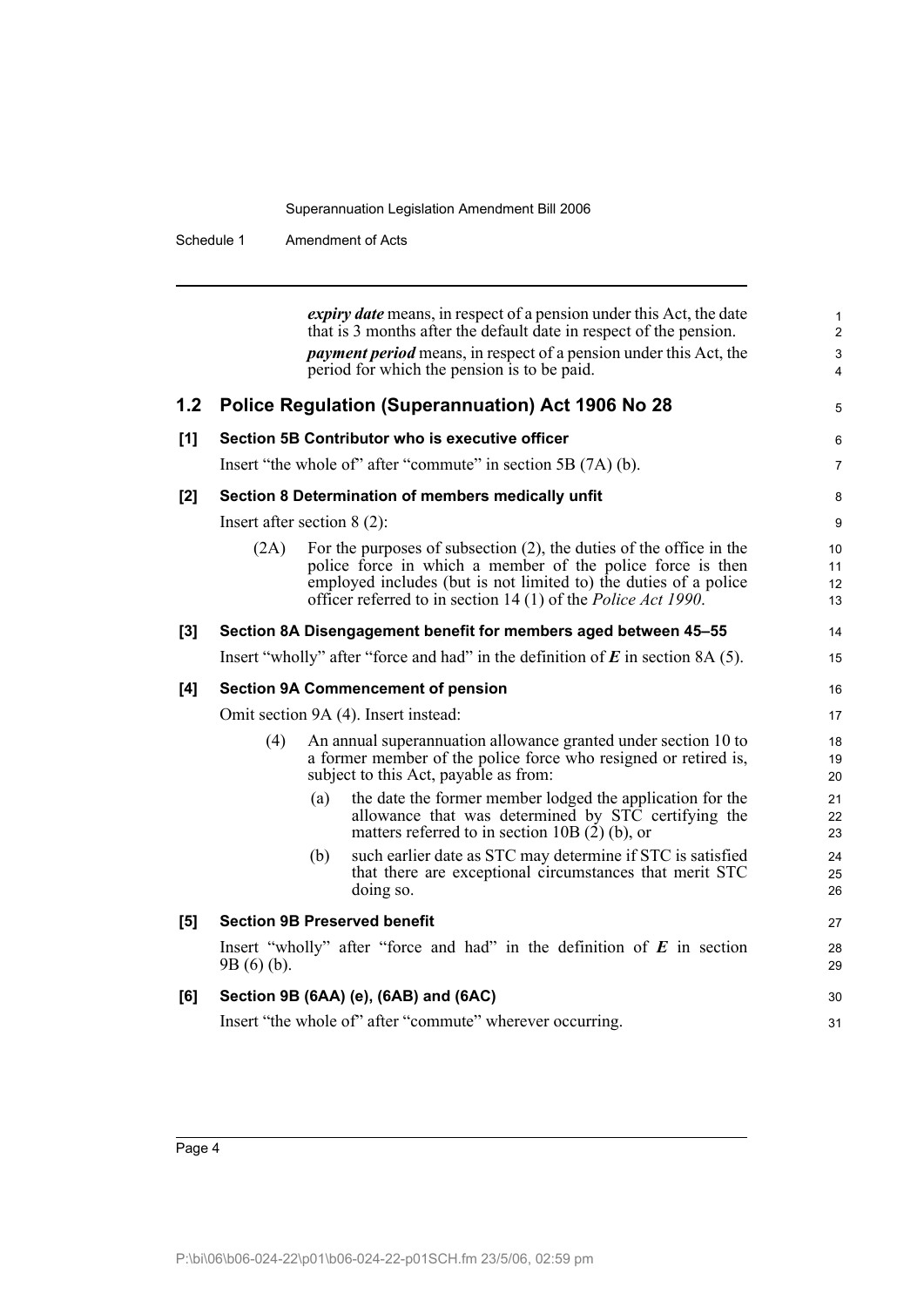***expiry date*** means, in respect of a pension under this Act, the date that is 3 months after the default date in respect of the pension.

***payment period*** means, in respect of a pension under this Act, the period for which the pension is to be paid.

## 1.2 Police Regulation (Superannuation) Act 1906 No 28

### [1] Section 5B Contributor who is executive officer

Insert "the whole of" after "commute" in section 5B (7A) (b).

### [2] Section 8 Determination of members medically unfit

Insert after section 8 (2):

(2A) For the purposes of subsection (2), the duties of the office in the police force in which a member of the police force is then employed includes (but is not limited to) the duties of a police officer referred to in section 14 (1) of the *Police Act 1990*.

### [3] Section 8A Disengagement benefit for members aged between 45–55

Insert "wholly" after "force and had" in the definition of ***E*** in section 8A (5).

### [4] Section 9A Commencement of pension

Omit section 9A (4). Insert instead:

(4) An annual superannuation allowance granted under section 10 to a former member of the police force who resigned or retired is, subject to this Act, payable as from:

(a) the date the former member lodged the application for the allowance that was determined by STC certifying the matters referred to in section 10B (2) (b), or

(b) such earlier date as STC may determine if STC is satisfied that there are exceptional circumstances that merit STC doing so.

### [5] Section 9B Preserved benefit

Insert "wholly" after "force and had" in the definition of ***E*** in section 9B (6) (b).

### [6] Section 9B (6AA) (e), (6AB) and (6AC)

Insert "the whole of" after "commute" wherever occurring.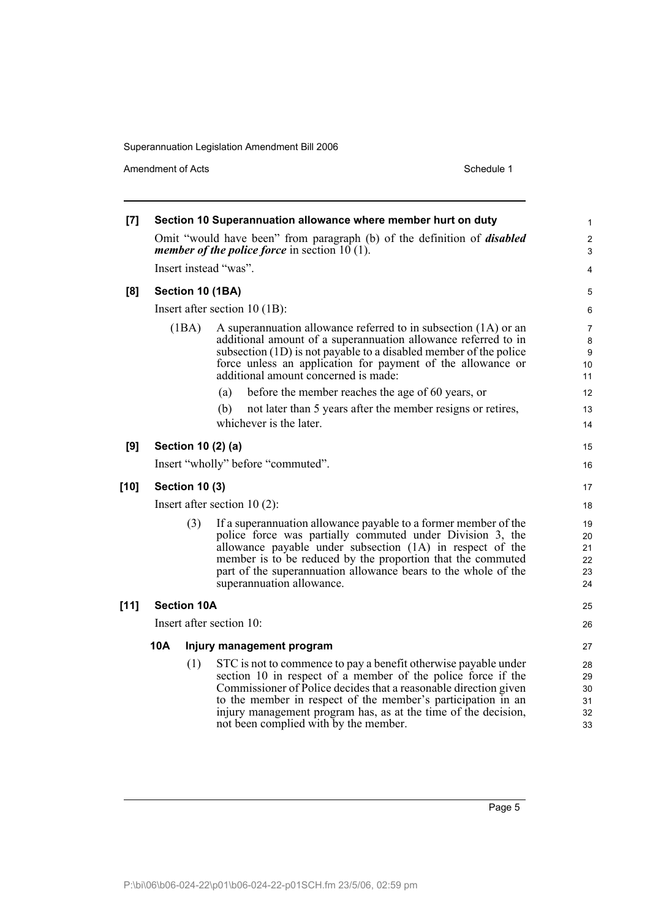**[7] Section 10 Superannuation allowance where member hurt on duty**

Omit "would have been" from paragraph (b) of the definition of ***disabled member of the police force*** in section 10 (1).

Insert instead "was".

**[8] Section 10 (1BA)**

Insert after section 10 (1B):

(1BA) A superannuation allowance referred to in subsection (1A) or an additional amount of a superannuation allowance referred to in subsection (1D) is not payable to a disabled member of the police force unless an application for payment of the allowance or additional amount concerned is made:

(a) before the member reaches the age of 60 years, or

(b) not later than 5 years after the member resigns or retires,

whichever is the later.

**[9] Section 10 (2) (a)**

Insert "wholly" before "commuted".

**[10] Section 10 (3)**

Insert after section 10 (2):

(3) If a superannuation allowance payable to a former member of the police force was partially commuted under Division 3, the allowance payable under subsection (1A) in respect of the member is to be reduced by the proportion that the commuted part of the superannuation allowance bears to the whole of the superannuation allowance.

**[11] Section 10A**

Insert after section 10:

**10A Injury management program**

(1) STC is not to commence to pay a benefit otherwise payable under section 10 in respect of a member of the police force if the Commissioner of Police decides that a reasonable direction given to the member in respect of the member's participation in an injury management program has, as at the time of the decision, not been complied with by the member.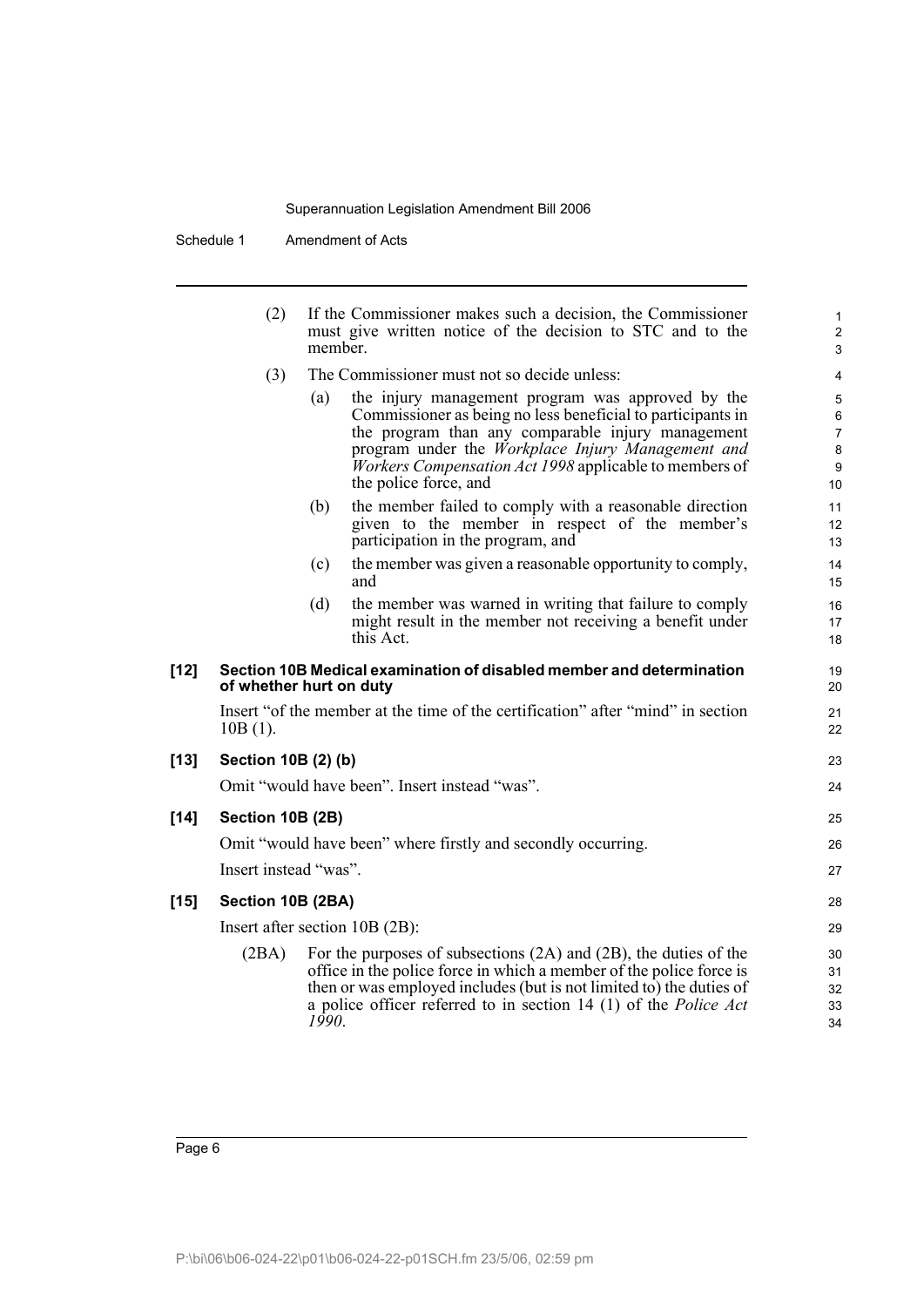(2) If the Commissioner makes such a decision, the Commissioner must give written notice of the decision to STC and to the member.

(3) The Commissioner must not so decide unless:

(a) the injury management program was approved by the Commissioner as being no less beneficial to participants in the program than any comparable injury management program under the *Workplace Injury Management and Workers Compensation Act 1998* applicable to members of the police force, and

(b) the member failed to comply with a reasonable direction given to the member in respect of the member's participation in the program, and

(c) the member was given a reasonable opportunity to comply, and

(d) the member was warned in writing that failure to comply might result in the member not receiving a benefit under this Act.

**[12] Section 10B Medical examination of disabled member and determination of whether hurt on duty**

Insert "of the member at the time of the certification" after "mind" in section 10B (1).

**[13] Section 10B (2) (b)**

Omit "would have been". Insert instead "was".

**[14] Section 10B (2B)**

Omit "would have been" where firstly and secondly occurring.

Insert instead "was".

**[15] Section 10B (2BA)**

Insert after section 10B (2B):

(2BA) For the purposes of subsections (2A) and (2B), the duties of the office in the police force in which a member of the police force is then or was employed includes (but is not limited to) the duties of a police officer referred to in section 14 (1) of the *Police Act 1990*.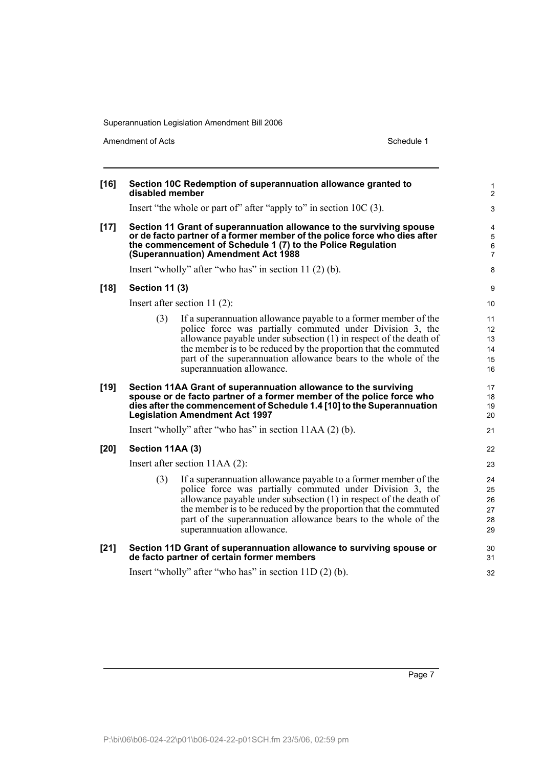**[16] Section 10C Redemption of superannuation allowance granted to disabled member**

Insert "the whole or part of" after "apply to" in section 10C (3).

**[17] Section 11 Grant of superannuation allowance to the surviving spouse or de facto partner of a former member of the police force who dies after the commencement of Schedule 1 (7) to the Police Regulation (Superannuation) Amendment Act 1988**

Insert "wholly" after "who has" in section 11 (2) (b).

**[18] Section 11 (3)**

Insert after section 11 (2):

(3) If a superannuation allowance payable to a former member of the police force was partially commuted under Division 3, the allowance payable under subsection (1) in respect of the death of the member is to be reduced by the proportion that the commuted part of the superannuation allowance bears to the whole of the superannuation allowance.

**[19] Section 11AA Grant of superannuation allowance to the surviving spouse or de facto partner of a former member of the police force who dies after the commencement of Schedule 1.4 [10] to the Superannuation Legislation Amendment Act 1997**

Insert "wholly" after "who has" in section 11AA (2) (b).

**[20] Section 11AA (3)**

Insert after section 11AA (2):

(3) If a superannuation allowance payable to a former member of the police force was partially commuted under Division 3, the allowance payable under subsection (1) in respect of the death of the member is to be reduced by the proportion that the commuted part of the superannuation allowance bears to the whole of the superannuation allowance.

**[21] Section 11D Grant of superannuation allowance to surviving spouse or de facto partner of certain former members**

Insert "wholly" after "who has" in section 11D (2) (b).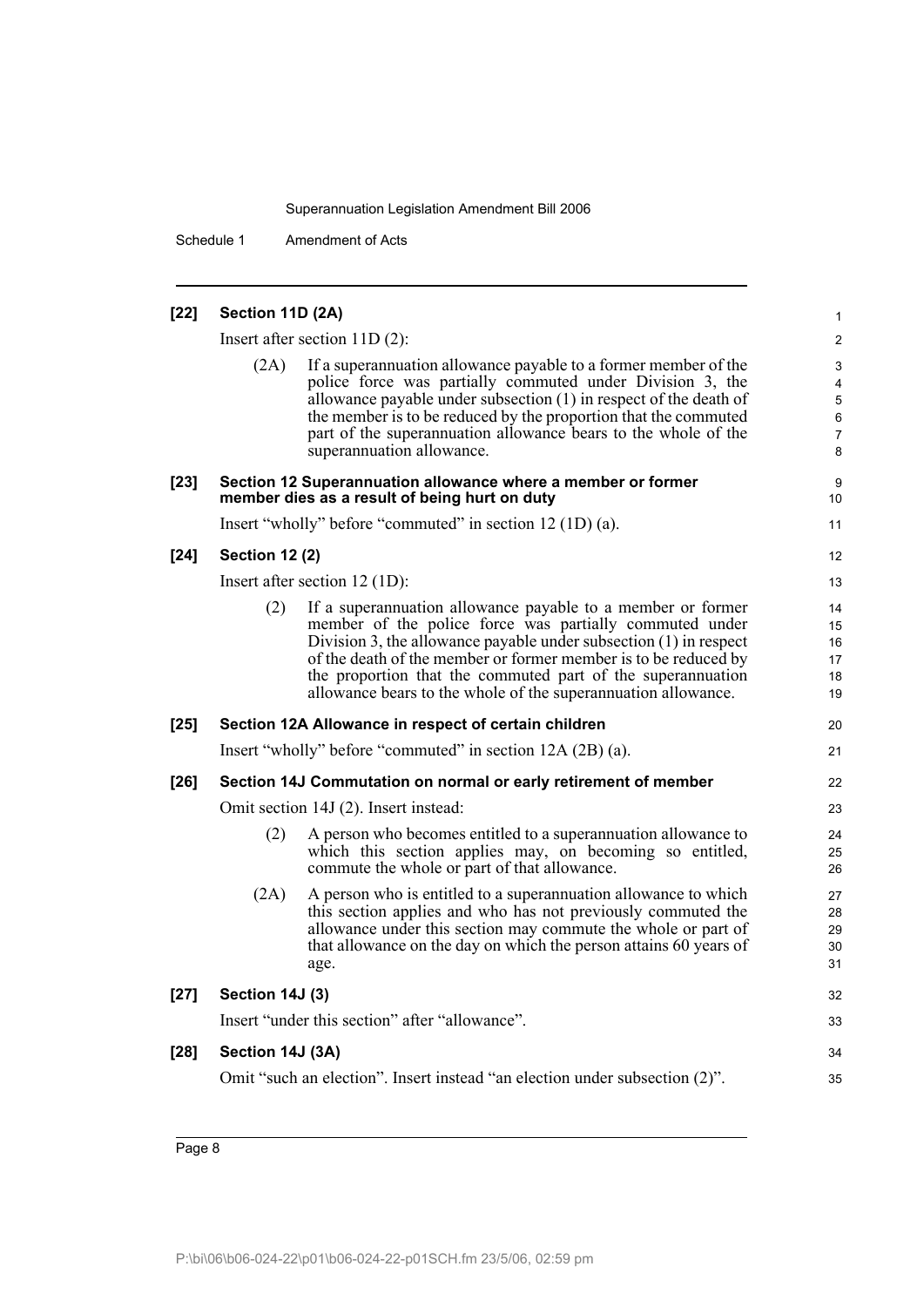**[22] Section 11D (2A)**

Insert after section 11D (2):

(2A) If a superannuation allowance payable to a former member of the police force was partially commuted under Division 3, the allowance payable under subsection (1) in respect of the death of the member is to be reduced by the proportion that the commuted part of the superannuation allowance bears to the whole of the superannuation allowance.

**[23] Section 12 Superannuation allowance where a member or former member dies as a result of being hurt on duty**

Insert "wholly" before "commuted" in section 12 (1D) (a).

**[24] Section 12 (2)**

Insert after section 12 (1D):

(2) If a superannuation allowance payable to a member or former member of the police force was partially commuted under Division 3, the allowance payable under subsection (1) in respect of the death of the member or former member is to be reduced by the proportion that the commuted part of the superannuation allowance bears to the whole of the superannuation allowance.

**[25] Section 12A Allowance in respect of certain children**

Insert "wholly" before "commuted" in section 12A (2B) (a).

**[26] Section 14J Commutation on normal or early retirement of member**

Omit section 14J (2). Insert instead:

(2) A person who becomes entitled to a superannuation allowance to which this section applies may, on becoming so entitled, commute the whole or part of that allowance.

(2A) A person who is entitled to a superannuation allowance to which this section applies and who has not previously commuted the allowance under this section may commute the whole or part of that allowance on the day on which the person attains 60 years of age.

**[27] Section 14J (3)**

Insert "under this section" after "allowance".

**[28] Section 14J (3A)**

Omit "such an election". Insert instead "an election under subsection (2)".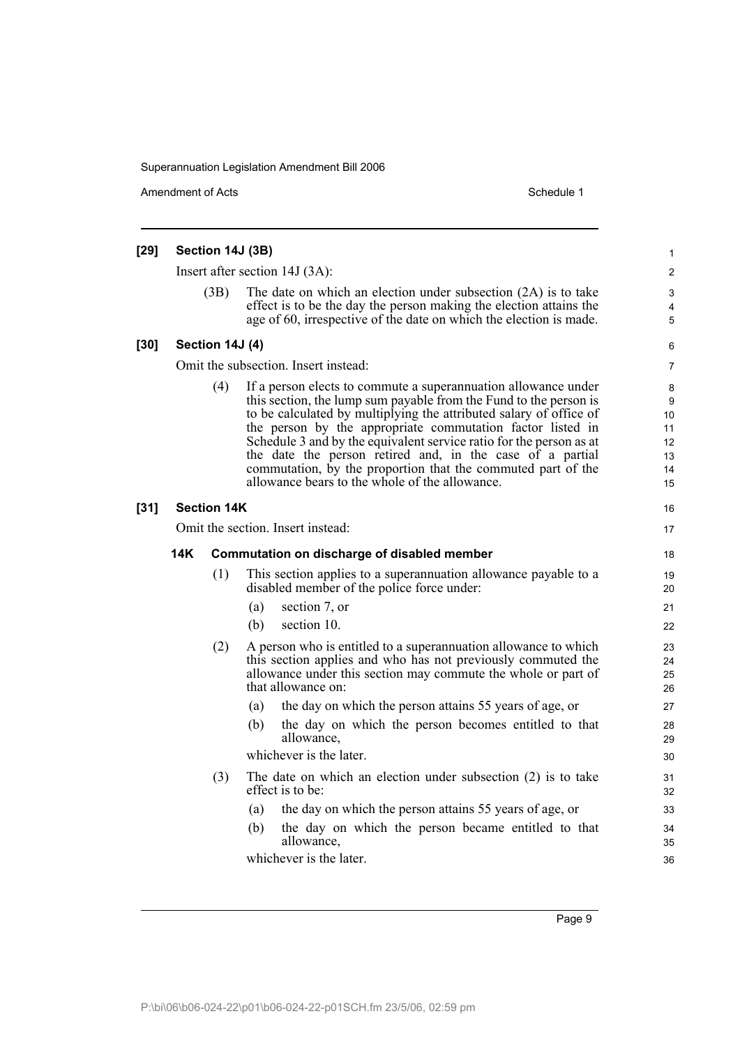**[29] Section 14J (3B)**

Insert after section 14J (3A):

(3B) The date on which an election under subsection (2A) is to take effect is to be the day the person making the election attains the age of 60, irrespective of the date on which the election is made.

**[30] Section 14J (4)**

Omit the subsection. Insert instead:

(4) If a person elects to commute a superannuation allowance under this section, the lump sum payable from the Fund to the person is to be calculated by multiplying the attributed salary of office of the person by the appropriate commutation factor listed in Schedule 3 and by the equivalent service ratio for the person as at the date the person retired and, in the case of a partial commutation, by the proportion that the commuted part of the allowance bears to the whole of the allowance.

**[31] Section 14K**

Omit the section. Insert instead:

**14K Commutation on discharge of disabled member**

(1) This section applies to a superannuation allowance payable to a disabled member of the police force under:

- (a) section 7, or
- (b) section 10.

(2) A person who is entitled to a superannuation allowance to which this section applies and who has not previously commuted the allowance under this section may commute the whole or part of that allowance on:

- (a) the day on which the person attains 55 years of age, or
- (b) the day on which the person becomes entitled to that allowance,

whichever is the later.

(3) The date on which an election under subsection (2) is to take effect is to be:

- (a) the day on which the person attains 55 years of age, or
- (b) the day on which the person became entitled to that allowance,

whichever is the later.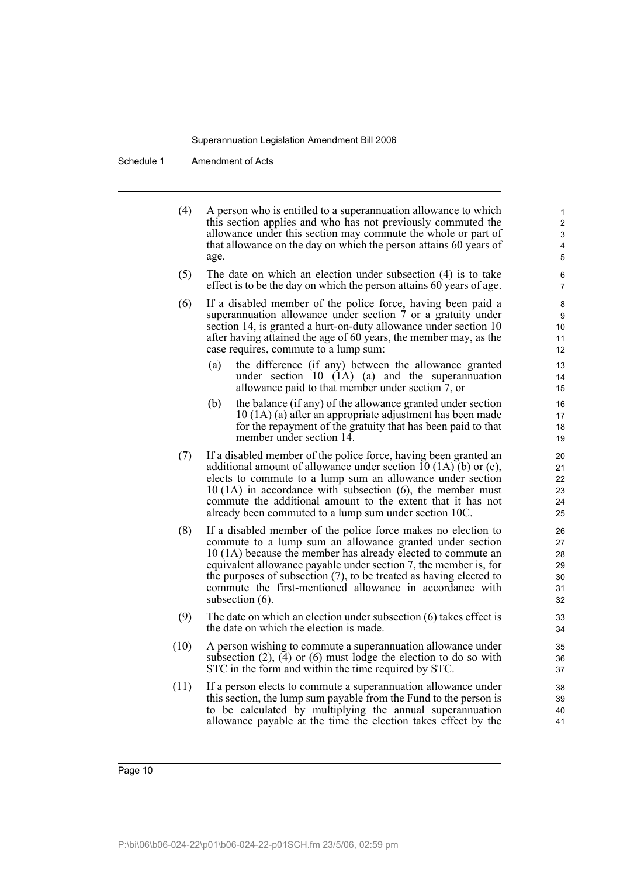(4) A person who is entitled to a superannuation allowance to which this section applies and who has not previously commuted the allowance under this section may commute the whole or part of that allowance on the day on which the person attains 60 years of age.

(5) The date on which an election under subsection (4) is to take effect is to be the day on which the person attains 60 years of age.

(6) If a disabled member of the police force, having been paid a superannuation allowance under section 7 or a gratuity under section 14, is granted a hurt-on-duty allowance under section 10 after having attained the age of 60 years, the member may, as the case requires, commute to a lump sum:

(a) the difference (if any) between the allowance granted under section 10 (1A) (a) and the superannuation allowance paid to that member under section 7, or

(b) the balance (if any) of the allowance granted under section 10 (1A) (a) after an appropriate adjustment has been made for the repayment of the gratuity that has been paid to that member under section 14.

(7) If a disabled member of the police force, having been granted an additional amount of allowance under section 10 (1A) (b) or (c), elects to commute to a lump sum an allowance under section 10 (1A) in accordance with subsection (6), the member must commute the additional amount to the extent that it has not already been commuted to a lump sum under section 10C.

(8) If a disabled member of the police force makes no election to commute to a lump sum an allowance granted under section 10 (1A) because the member has already elected to commute an equivalent allowance payable under section 7, the member is, for the purposes of subsection (7), to be treated as having elected to commute the first-mentioned allowance in accordance with subsection (6).

(9) The date on which an election under subsection (6) takes effect is the date on which the election is made.

(10) A person wishing to commute a superannuation allowance under subsection (2), (4) or (6) must lodge the election to do so with STC in the form and within the time required by STC.

(11) If a person elects to commute a superannuation allowance under this section, the lump sum payable from the Fund to the person is to be calculated by multiplying the annual superannuation allowance payable at the time the election takes effect by the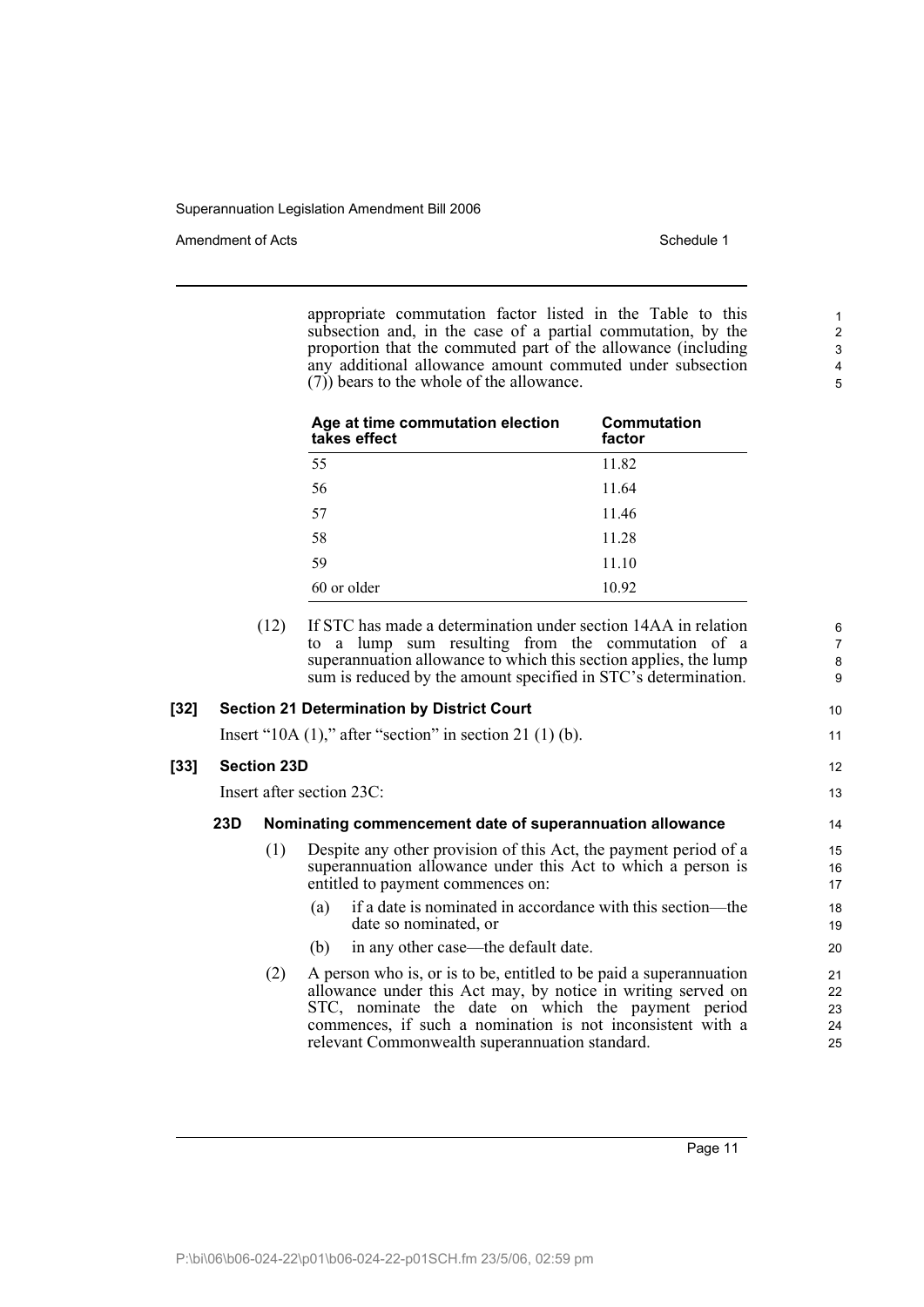appropriate commutation factor listed in the Table to this subsection and, in the case of a partial commutation, by the proportion that the commuted part of the allowance (including any additional allowance amount commuted under subsection (7)) bears to the whole of the allowance.

| Age at time commutation election takes effect | Commutation factor |
|---|---|
| 55 | 11.82 |
| 56 | 11.64 |
| 57 | 11.46 |
| 58 | 11.28 |
| 59 | 11.10 |
| 60 or older | 10.92 |

(12) If STC has made a determination under section 14AA in relation to a lump sum resulting from the commutation of a superannuation allowance to which this section applies, the lump sum is reduced by the amount specified in STC's determination.

**[32] Section 21 Determination by District Court**

Insert "10A (1)," after "section" in section 21 (1) (b).

**[33] Section 23D**

Insert after section 23C:

**23D Nominating commencement date of superannuation allowance**

(1) Despite any other provision of this Act, the payment period of a superannuation allowance under this Act to which a person is entitled to payment commences on:

(a) if a date is nominated in accordance with this section—the date so nominated, or

(b) in any other case—the default date.

(2) A person who is, or is to be, entitled to be paid a superannuation allowance under this Act may, by notice in writing served on STC, nominate the date on which the payment period commences, if such a nomination is not inconsistent with a relevant Commonwealth superannuation standard.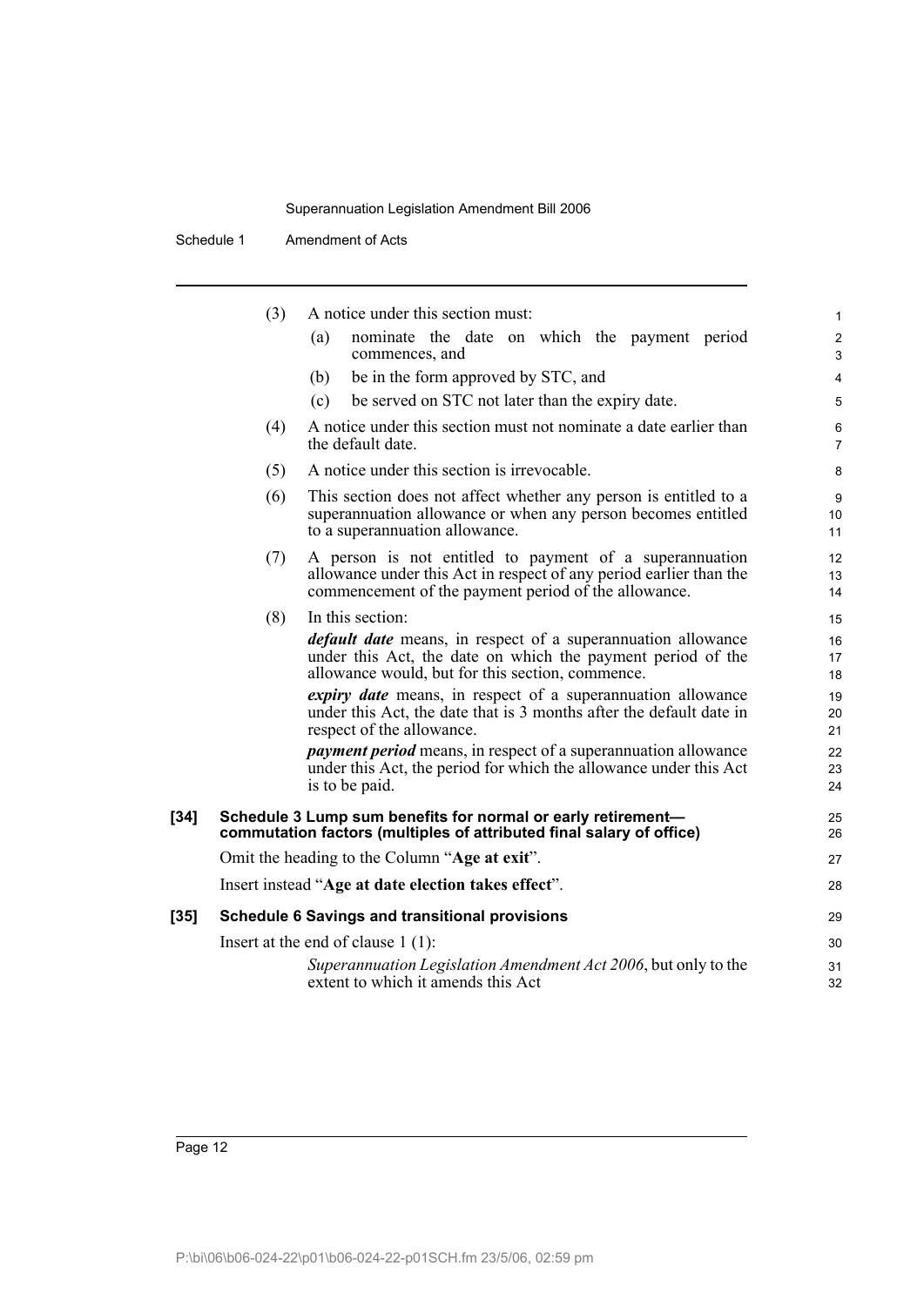(3) A notice under this section must:

(a) nominate the date on which the payment period commences, and

(b) be in the form approved by STC, and

(c) be served on STC not later than the expiry date.

(4) A notice under this section must not nominate a date earlier than the default date.

(5) A notice under this section is irrevocable.

(6) This section does not affect whether any person is entitled to a superannuation allowance or when any person becomes entitled to a superannuation allowance.

(7) A person is not entitled to payment of a superannuation allowance under this Act in respect of any period earlier than the commencement of the payment period of the allowance.

(8) In this section:

***default date*** means, in respect of a superannuation allowance under this Act, the date on which the payment period of the allowance would, but for this section, commence.

***expiry date*** means, in respect of a superannuation allowance under this Act, the date that is 3 months after the default date in respect of the allowance.

***payment period*** means, in respect of a superannuation allowance under this Act, the period for which the allowance under this Act is to be paid.

**[34] Schedule 3 Lump sum benefits for normal or early retirement—commutation factors (multiples of attributed final salary of office)**

Omit the heading to the Column "**Age at exit**".

Insert instead "**Age at date election takes effect**".

**[35] Schedule 6 Savings and transitional provisions**

Insert at the end of clause 1 (1):

*Superannuation Legislation Amendment Act 2006*, but only to the extent to which it amends this Act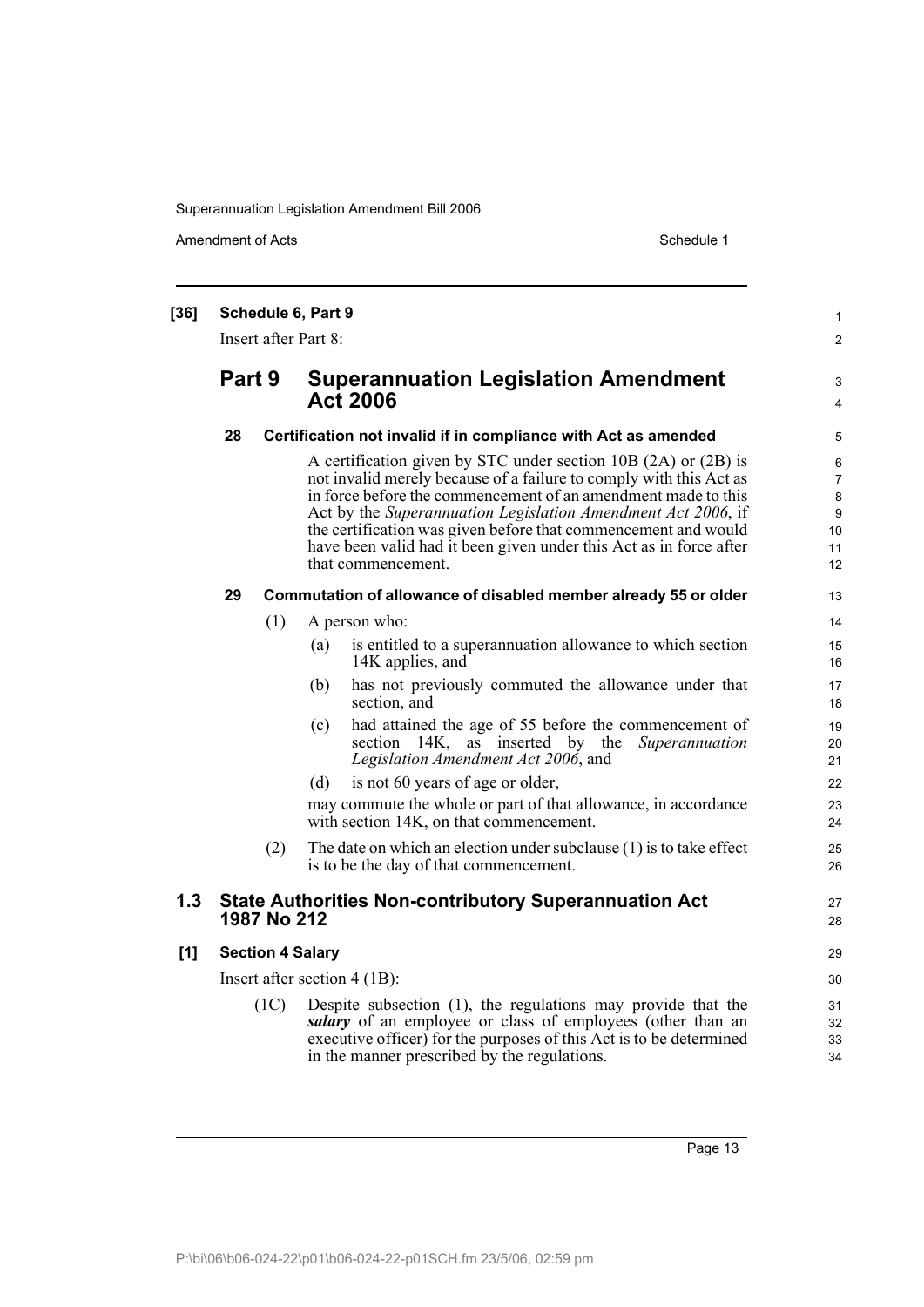**[36] Schedule 6, Part 9**

Insert after Part 8:

## Part 9 Superannuation Legislation Amendment Act 2006

### 28 Certification not invalid if in compliance with Act as amended

A certification given by STC under section 10B (2A) or (2B) is not invalid merely because of a failure to comply with this Act as in force before the commencement of an amendment made to this Act by the *Superannuation Legislation Amendment Act 2006*, if the certification was given before that commencement and would have been valid had it been given under this Act as in force after that commencement.

### 29 Commutation of allowance of disabled member already 55 or older

(1) A person who:

(a) is entitled to a superannuation allowance to which section 14K applies, and

(b) has not previously commuted the allowance under that section, and

(c) had attained the age of 55 before the commencement of section 14K, as inserted by the *Superannuation Legislation Amendment Act 2006*, and

(d) is not 60 years of age or older,

may commute the whole or part of that allowance, in accordance with section 14K, on that commencement.

(2) The date on which an election under subclause (1) is to take effect is to be the day of that commencement.

## 1.3 State Authorities Non-contributory Superannuation Act 1987 No 212

**[1] Section 4 Salary**

Insert after section 4 (1B):

(1C) Despite subsection (1), the regulations may provide that the ***salary*** of an employee or class of employees (other than an executive officer) for the purposes of this Act is to be determined in the manner prescribed by the regulations.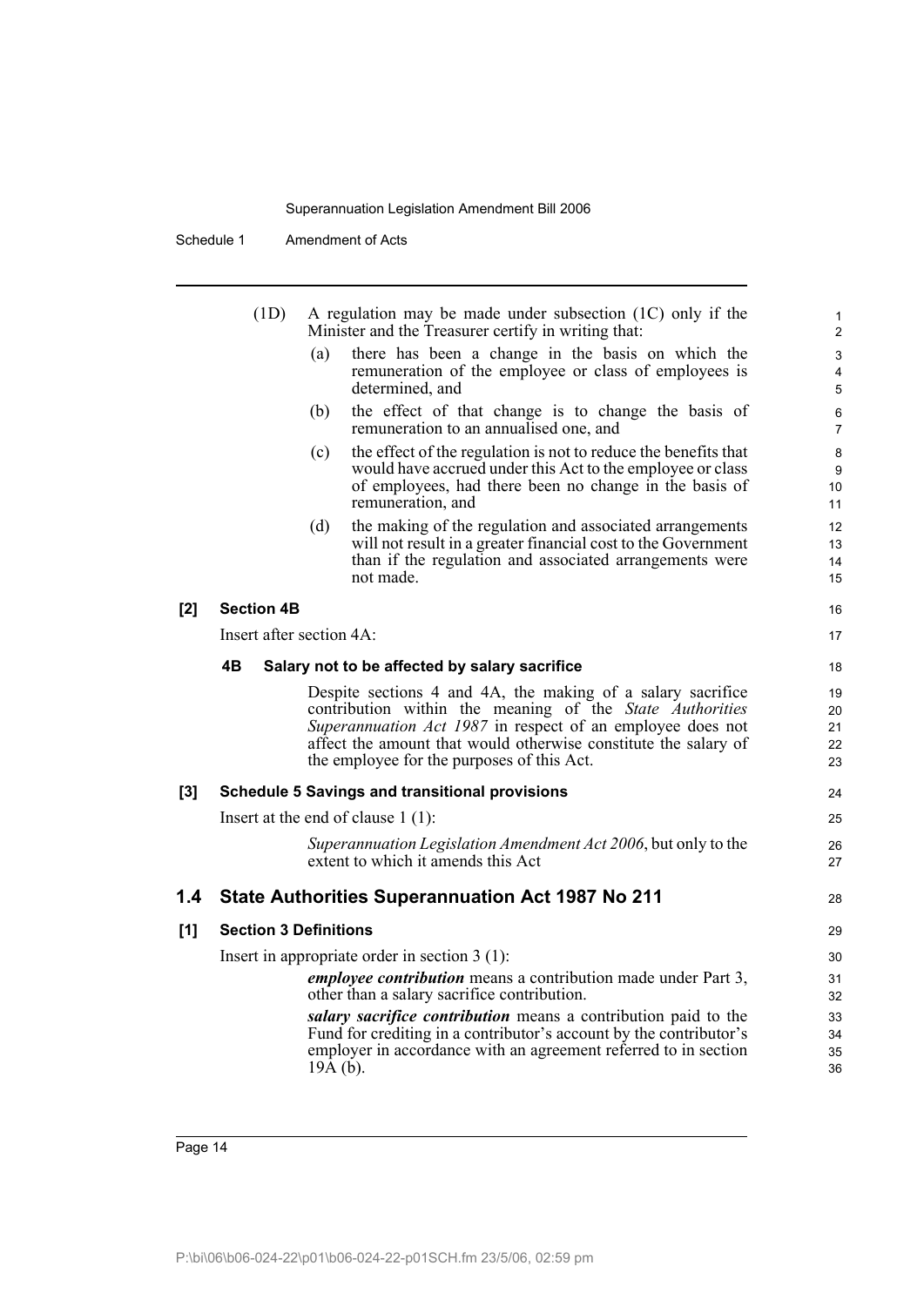(1D) A regulation may be made under subsection (1C) only if the Minister and the Treasurer certify in writing that:

(a) there has been a change in the basis on which the remuneration of the employee or class of employees is determined, and

(b) the effect of that change is to change the basis of remuneration to an annualised one, and

(c) the effect of the regulation is not to reduce the benefits that would have accrued under this Act to the employee or class of employees, had there been no change in the basis of remuneration, and

(d) the making of the regulation and associated arrangements will not result in a greater financial cost to the Government than if the regulation and associated arrangements were not made.

**[2] Section 4B**

Insert after section 4A:

**4B Salary not to be affected by salary sacrifice**

Despite sections 4 and 4A, the making of a salary sacrifice contribution within the meaning of the *State Authorities Superannuation Act 1987* in respect of an employee does not affect the amount that would otherwise constitute the salary of the employee for the purposes of this Act.

**[3] Schedule 5 Savings and transitional provisions**

Insert at the end of clause 1 (1):

*Superannuation Legislation Amendment Act 2006*, but only to the extent to which it amends this Act

## 1.4 State Authorities Superannuation Act 1987 No 211

**[1] Section 3 Definitions**

Insert in appropriate order in section 3 (1):

***employee contribution*** means a contribution made under Part 3, other than a salary sacrifice contribution.

***salary sacrifice contribution*** means a contribution paid to the Fund for crediting in a contributor's account by the contributor's employer in accordance with an agreement referred to in section 19A (b).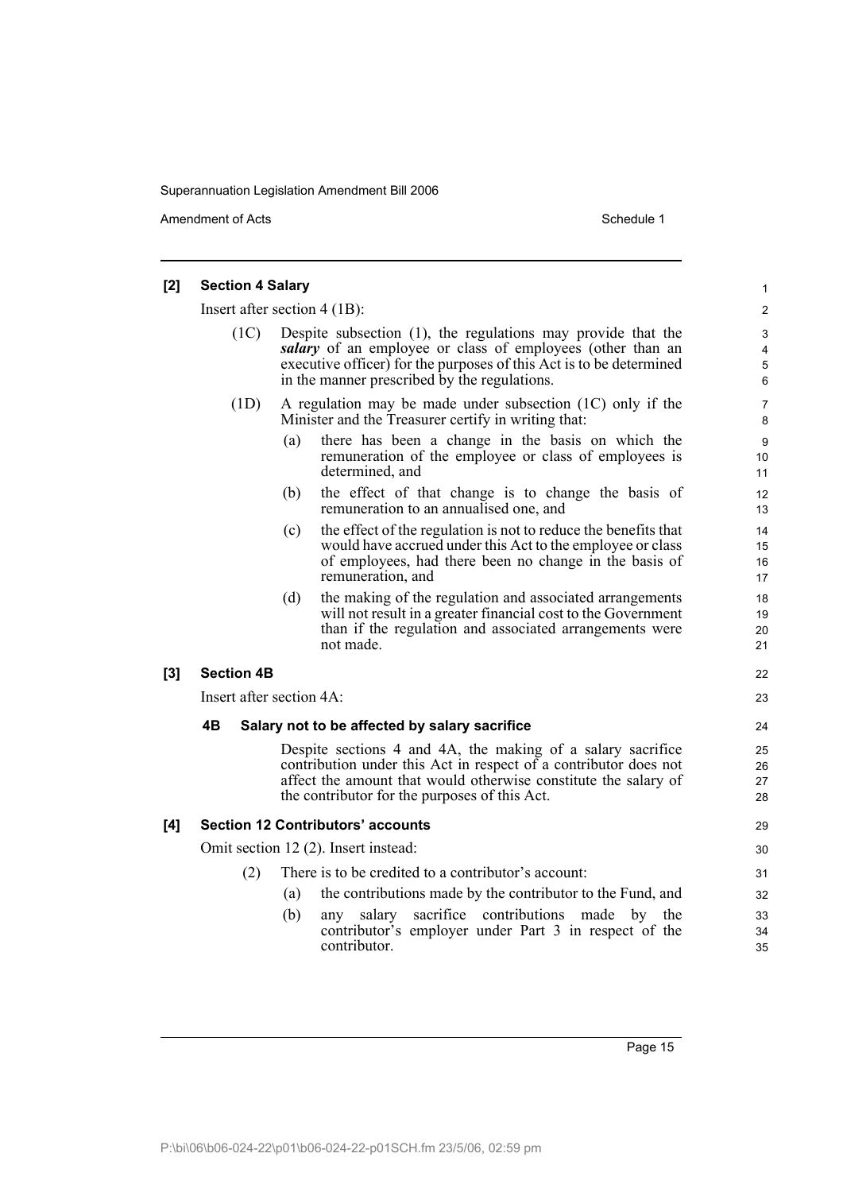**[2] Section 4 Salary**

Insert after section 4 (1B):

(1C) Despite subsection (1), the regulations may provide that the ***salary*** of an employee or class of employees (other than an executive officer) for the purposes of this Act is to be determined in the manner prescribed by the regulations.

(1D) A regulation may be made under subsection (1C) only if the Minister and the Treasurer certify in writing that:

(a) there has been a change in the basis on which the remuneration of the employee or class of employees is determined, and

(b) the effect of that change is to change the basis of remuneration to an annualised one, and

(c) the effect of the regulation is not to reduce the benefits that would have accrued under this Act to the employee or class of employees, had there been no change in the basis of remuneration, and

(d) the making of the regulation and associated arrangements will not result in a greater financial cost to the Government than if the regulation and associated arrangements were not made.

**[3] Section 4B**

Insert after section 4A:

**4B Salary not to be affected by salary sacrifice**

Despite sections 4 and 4A, the making of a salary sacrifice contribution under this Act in respect of a contributor does not affect the amount that would otherwise constitute the salary of the contributor for the purposes of this Act.

**[4] Section 12 Contributors' accounts**

Omit section 12 (2). Insert instead:

(2) There is to be credited to a contributor's account:

(a) the contributions made by the contributor to the Fund, and

(b) any salary sacrifice contributions made by the contributor's employer under Part 3 in respect of the contributor.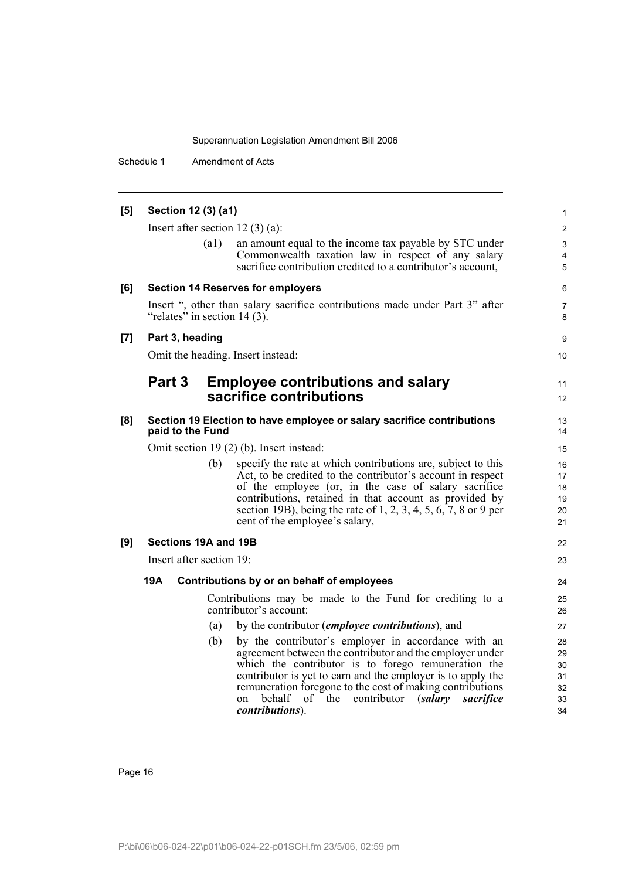**[5] Section 12 (3) (a1)**

Insert after section 12 (3) (a):

(a1) an amount equal to the income tax payable by STC under Commonwealth taxation law in respect of any salary sacrifice contribution credited to a contributor's account,

**[6] Section 14 Reserves for employers**

Insert ", other than salary sacrifice contributions made under Part 3" after "relates" in section 14 (3).

**[7] Part 3, heading**

Omit the heading. Insert instead:

## Part 3 Employee contributions and salary sacrifice contributions

**[8] Section 19 Election to have employee or salary sacrifice contributions paid to the Fund**

Omit section 19 (2) (b). Insert instead:

(b) specify the rate at which contributions are, subject to this Act, to be credited to the contributor's account in respect of the employee (or, in the case of salary sacrifice contributions, retained in that account as provided by section 19B), being the rate of 1, 2, 3, 4, 5, 6, 7, 8 or 9 per cent of the employee's salary,

**[9] Sections 19A and 19B**

Insert after section 19:

**19A Contributions by or on behalf of employees**

Contributions may be made to the Fund for crediting to a contributor's account:

(a) by the contributor (***employee contributions***), and

(b) by the contributor's employer in accordance with an agreement between the contributor and the employer under which the contributor is to forego remuneration the contributor is yet to earn and the employer is to apply the remuneration foregone to the cost of making contributions on behalf of the contributor (***salary sacrifice contributions***).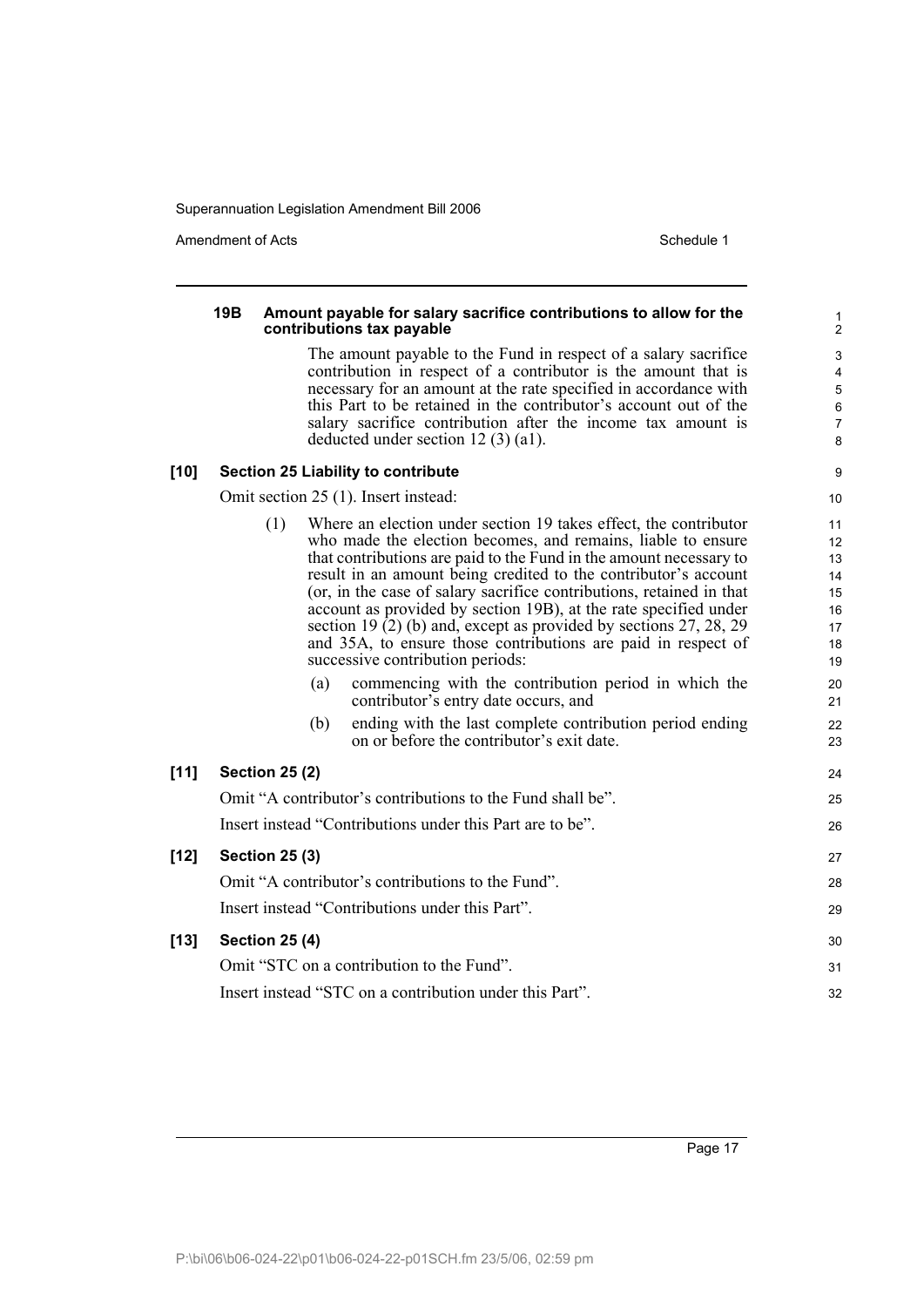#### 19B Amount payable for salary sacrifice contributions to allow for the contributions tax payable

The amount payable to the Fund in respect of a salary sacrifice contribution in respect of a contributor is the amount that is necessary for an amount at the rate specified in accordance with this Part to be retained in the contributor's account out of the salary sacrifice contribution after the income tax amount is deducted under section 12 (3) (a1).

### [10] Section 25 Liability to contribute

Omit section 25 (1). Insert instead:

(1) Where an election under section 19 takes effect, the contributor who made the election becomes, and remains, liable to ensure that contributions are paid to the Fund in the amount necessary to result in an amount being credited to the contributor's account (or, in the case of salary sacrifice contributions, retained in that account as provided by section 19B), at the rate specified under section 19 (2) (b) and, except as provided by sections 27, 28, 29 and 35A, to ensure those contributions are paid in respect of successive contribution periods:

(a) commencing with the contribution period in which the contributor's entry date occurs, and

(b) ending with the last complete contribution period ending on or before the contributor's exit date.

### [11] Section 25 (2)

Omit "A contributor's contributions to the Fund shall be".

Insert instead "Contributions under this Part are to be".

### [12] Section 25 (3)

Omit "A contributor's contributions to the Fund".

Insert instead "Contributions under this Part".

### [13] Section 25 (4)

Omit "STC on a contribution to the Fund".

Insert instead "STC on a contribution under this Part".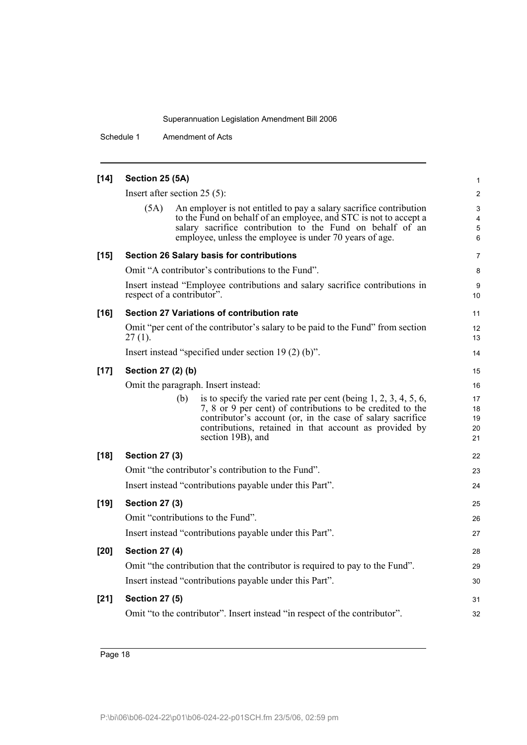**[14] Section 25 (5A)**

Insert after section 25 (5):

(5A) An employer is not entitled to pay a salary sacrifice contribution to the Fund on behalf of an employee, and STC is not to accept a salary sacrifice contribution to the Fund on behalf of an employee, unless the employee is under 70 years of age.

**[15] Section 26 Salary basis for contributions**

Omit "A contributor's contributions to the Fund".

Insert instead "Employee contributions and salary sacrifice contributions in respect of a contributor".

**[16] Section 27 Variations of contribution rate**

Omit "per cent of the contributor's salary to be paid to the Fund" from section 27 (1).

Insert instead "specified under section 19 (2) (b)".

**[17] Section 27 (2) (b)**

Omit the paragraph. Insert instead:

(b) is to specify the varied rate per cent (being 1, 2, 3, 4, 5, 6, 7, 8 or 9 per cent) of contributions to be credited to the contributor's account (or, in the case of salary sacrifice contributions, retained in that account as provided by section 19B), and

**[18] Section 27 (3)**

Omit "the contributor's contribution to the Fund".

Insert instead "contributions payable under this Part".

**[19] Section 27 (3)**

Omit "contributions to the Fund".

Insert instead "contributions payable under this Part".

**[20] Section 27 (4)**

Omit "the contribution that the contributor is required to pay to the Fund".

Insert instead "contributions payable under this Part".

**[21] Section 27 (5)**

Omit "to the contributor". Insert instead "in respect of the contributor".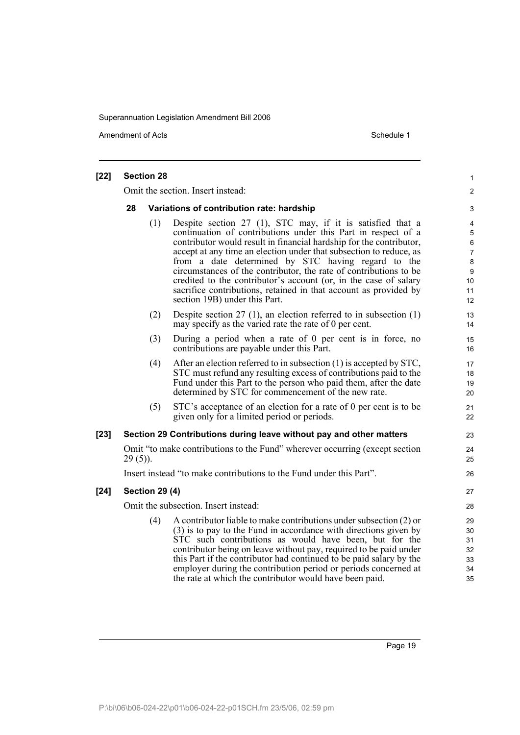**[22] Section 28**

Omit the section. Insert instead:

**28 Variations of contribution rate: hardship**

(1) Despite section 27 (1), STC may, if it is satisfied that a continuation of contributions under this Part in respect of a contributor would result in financial hardship for the contributor, accept at any time an election under that subsection to reduce, as from a date determined by STC having regard to the circumstances of the contributor, the rate of contributions to be credited to the contributor's account (or, in the case of salary sacrifice contributions, retained in that account as provided by section 19B) under this Part.

(2) Despite section 27 (1), an election referred to in subsection (1) may specify as the varied rate the rate of 0 per cent.

(3) During a period when a rate of 0 per cent is in force, no contributions are payable under this Part.

(4) After an election referred to in subsection (1) is accepted by STC, STC must refund any resulting excess of contributions paid to the Fund under this Part to the person who paid them, after the date determined by STC for commencement of the new rate.

(5) STC's acceptance of an election for a rate of 0 per cent is to be given only for a limited period or periods.

**[23] Section 29 Contributions during leave without pay and other matters**

Omit "to make contributions to the Fund" wherever occurring (except section 29 (5)).

Insert instead "to make contributions to the Fund under this Part".

**[24] Section 29 (4)**

Omit the subsection. Insert instead:

(4) A contributor liable to make contributions under subsection (2) or (3) is to pay to the Fund in accordance with directions given by STC such contributions as would have been, but for the contributor being on leave without pay, required to be paid under this Part if the contributor had continued to be paid salary by the employer during the contribution period or periods concerned at the rate at which the contributor would have been paid.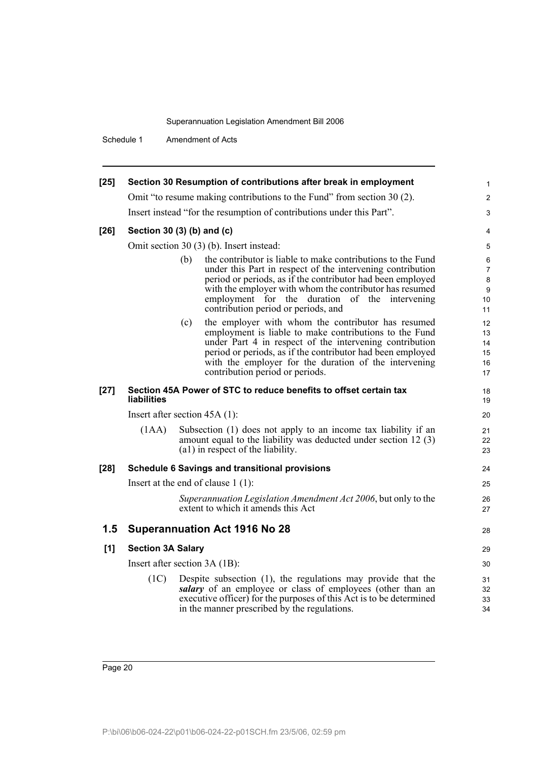**[25] Section 30 Resumption of contributions after break in employment**

Omit "to resume making contributions to the Fund" from section 30 (2).

Insert instead "for the resumption of contributions under this Part".

**[26] Section 30 (3) (b) and (c)**

Omit section 30 (3) (b). Insert instead:

> (b) the contributor is liable to make contributions to the Fund under this Part in respect of the intervening contribution period or periods, as if the contributor had been employed with the employer with whom the contributor has resumed employment for the duration of the intervening contribution period or periods, and
>
> (c) the employer with whom the contributor has resumed employment is liable to make contributions to the Fund under Part 4 in respect of the intervening contribution period or periods, as if the contributor had been employed with the employer for the duration of the intervening contribution period or periods.

**[27] Section 45A Power of STC to reduce benefits to offset certain tax liabilities**

Insert after section 45A (1):

> (1AA) Subsection (1) does not apply to an income tax liability if an amount equal to the liability was deducted under section 12 (3) (a1) in respect of the liability.

**[28] Schedule 6 Savings and transitional provisions**

Insert at the end of clause 1 (1):

> *Superannuation Legislation Amendment Act 2006*, but only to the extent to which it amends this Act

## 1.5 Superannuation Act 1916 No 28

**[1] Section 3A Salary**

Insert after section 3A (1B):

> (1C) Despite subsection (1), the regulations may provide that the ***salary*** of an employee or class of employees (other than an executive officer) for the purposes of this Act is to be determined in the manner prescribed by the regulations.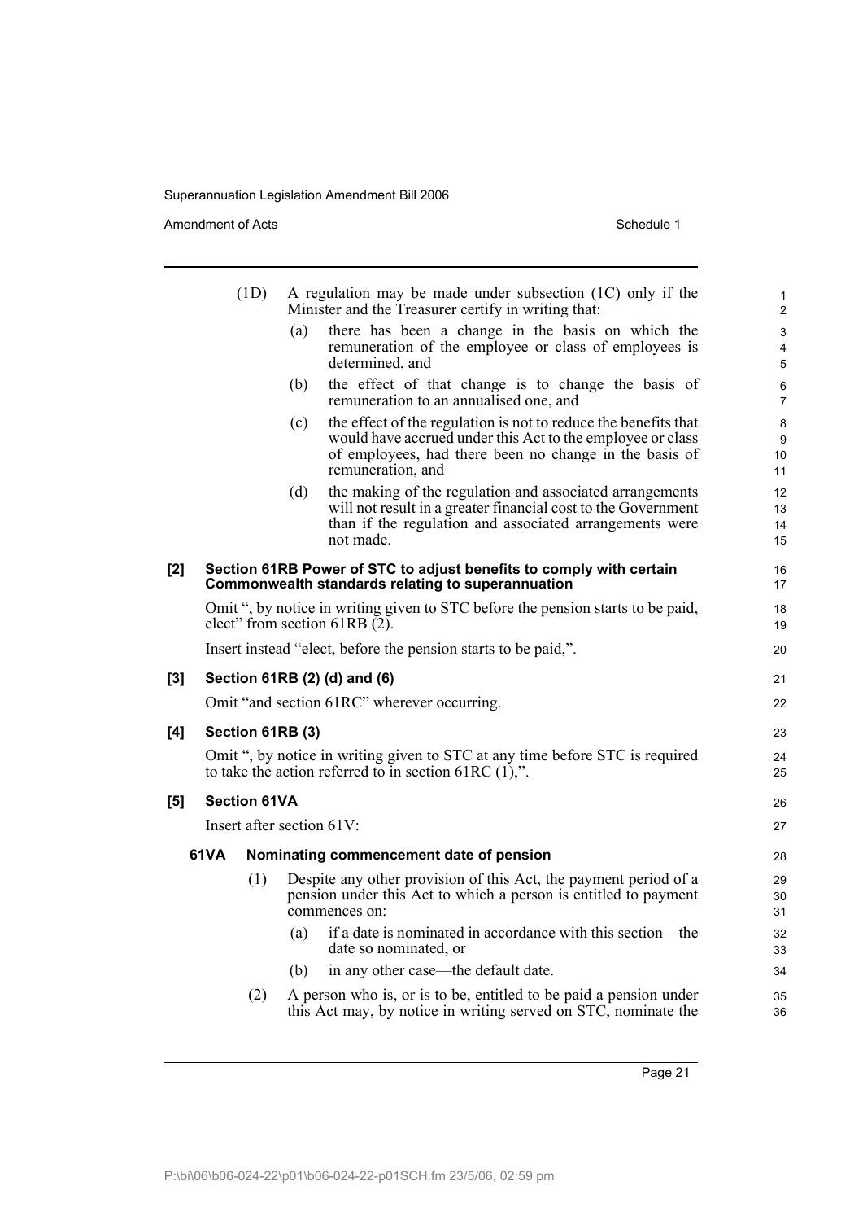(1D) A regulation may be made under subsection (1C) only if the Minister and the Treasurer certify in writing that:

(a) there has been a change in the basis on which the remuneration of the employee or class of employees is determined, and

(b) the effect of that change is to change the basis of remuneration to an annualised one, and

(c) the effect of the regulation is not to reduce the benefits that would have accrued under this Act to the employee or class of employees, had there been no change in the basis of remuneration, and

(d) the making of the regulation and associated arrangements will not result in a greater financial cost to the Government than if the regulation and associated arrangements were not made.

**[2] Section 61RB Power of STC to adjust benefits to comply with certain Commonwealth standards relating to superannuation**

Omit ", by notice in writing given to STC before the pension starts to be paid, elect" from section 61RB (2).

Insert instead "elect, before the pension starts to be paid,".

**[3] Section 61RB (2) (d) and (6)**

Omit "and section 61RC" wherever occurring.

**[4] Section 61RB (3)**

Omit ", by notice in writing given to STC at any time before STC is required to take the action referred to in section 61RC (1),".

**[5] Section 61VA**

Insert after section 61V:

**61VA Nominating commencement date of pension**

(1) Despite any other provision of this Act, the payment period of a pension under this Act to which a person is entitled to payment commences on:

(a) if a date is nominated in accordance with this section—the date so nominated, or

(b) in any other case—the default date.

(2) A person who is, or is to be, entitled to be paid a pension under this Act may, by notice in writing served on STC, nominate the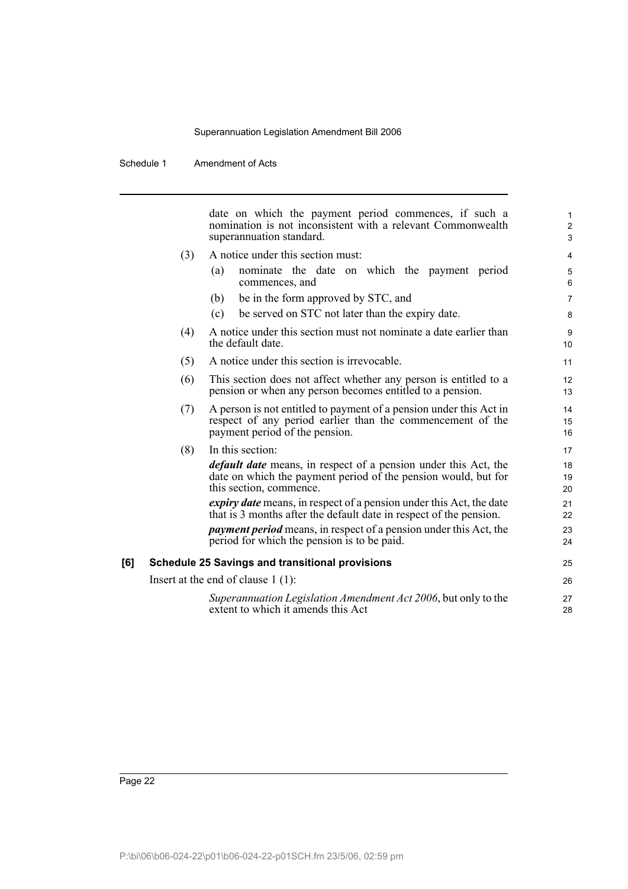date on which the payment period commences, if such a nomination is not inconsistent with a relevant Commonwealth superannuation standard.

(3) A notice under this section must:

(a) nominate the date on which the payment period commences, and

(b) be in the form approved by STC, and

(c) be served on STC not later than the expiry date.

(4) A notice under this section must not nominate a date earlier than the default date.

(5) A notice under this section is irrevocable.

(6) This section does not affect whether any person is entitled to a pension or when any person becomes entitled to a pension.

(7) A person is not entitled to payment of a pension under this Act in respect of any period earlier than the commencement of the payment period of the pension.

(8) In this section:

***default date*** means, in respect of a pension under this Act, the date on which the payment period of the pension would, but for this section, commence.

***expiry date*** means, in respect of a pension under this Act, the date that is 3 months after the default date in respect of the pension.

***payment period*** means, in respect of a pension under this Act, the period for which the pension is to be paid.

**[6] Schedule 25 Savings and transitional provisions**

Insert at the end of clause 1 (1):

*Superannuation Legislation Amendment Act 2006*, but only to the extent to which it amends this Act